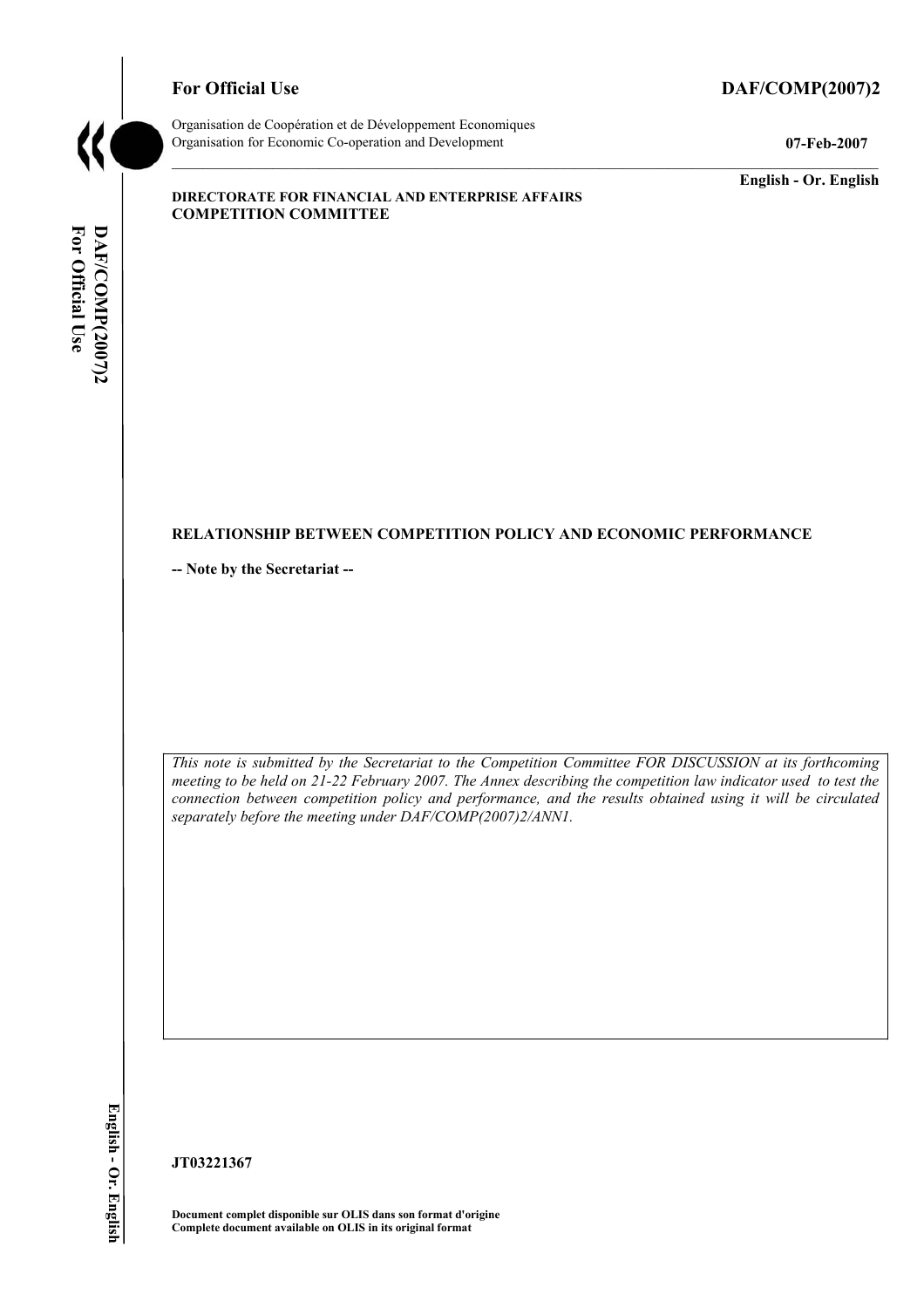For Official Use DAF/COMP(2007)2

Organisation de Coopération et de Développement Economiques
Organisation for Economic Co-operation and Development

07-Feb-2007

English - Or. English

**DIRECTORATE FOR FINANCIAL AND ENTERPRISE AFFAIRS**
**COMPETITION COMMITTEE**

# RELATIONSHIP BETWEEN COMPETITION POLICY AND ECONOMIC PERFORMANCE

**-- Note by the Secretariat --**

*This note is submitted by the Secretariat to the Competition Committee FOR DISCUSSION at its forthcoming meeting to be held on 21-22 February 2007. The Annex describing the competition law indicator used to test the connection between competition policy and performance, and the results obtained using it will be circulated separately before the meeting under DAF/COMP(2007)2/ANN1.*

**JT03221367**

**Document complet disponible sur OLIS dans son format d'origine**
**Complete document available on OLIS in its original format**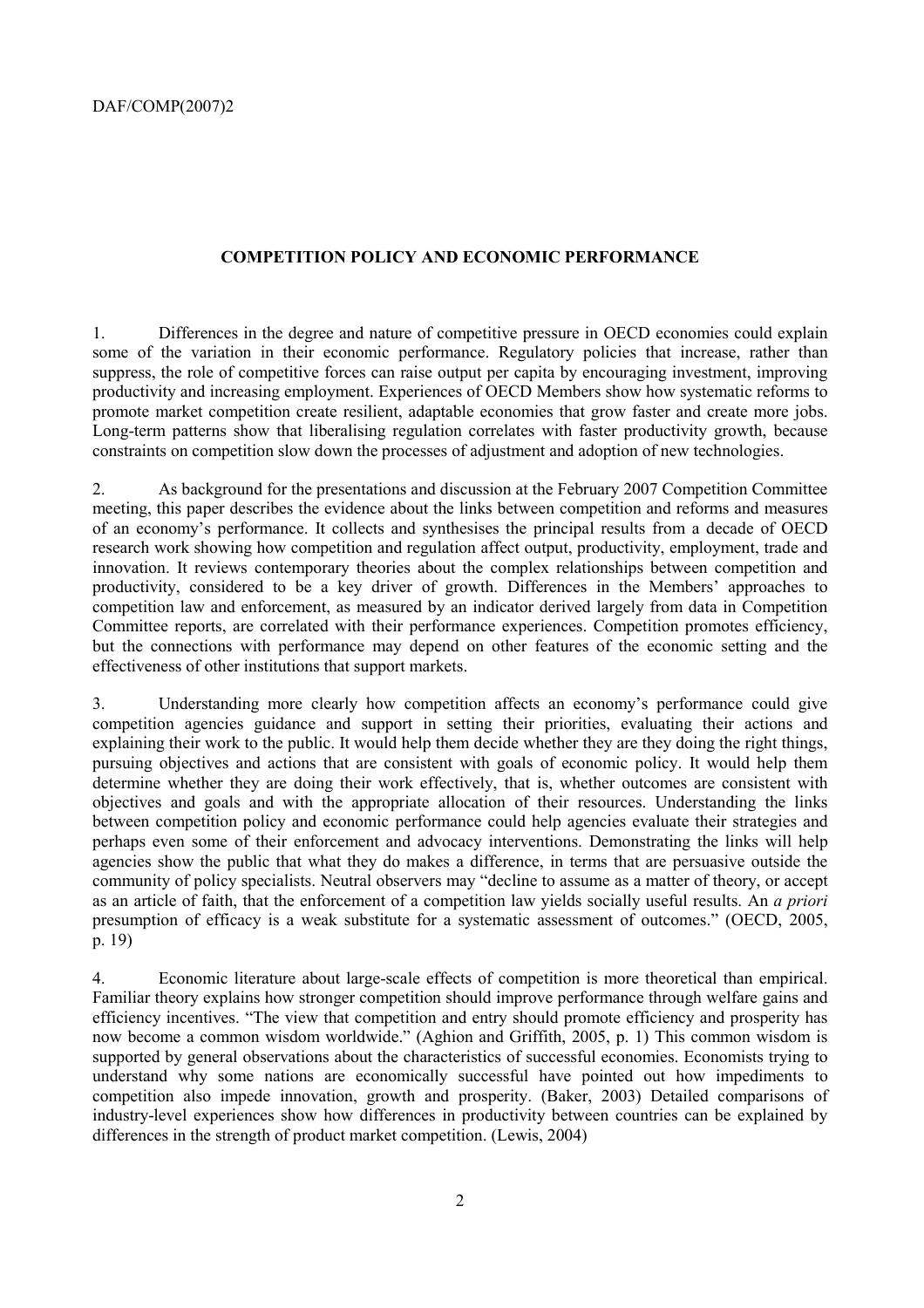## COMPETITION POLICY AND ECONOMIC PERFORMANCE

1. Differences in the degree and nature of competitive pressure in OECD economies could explain some of the variation in their economic performance. Regulatory policies that increase, rather than suppress, the role of competitive forces can raise output per capita by encouraging investment, improving productivity and increasing employment. Experiences of OECD Members show how systematic reforms to promote market competition create resilient, adaptable economies that grow faster and create more jobs. Long-term patterns show that liberalising regulation correlates with faster productivity growth, because constraints on competition slow down the processes of adjustment and adoption of new technologies.

2. As background for the presentations and discussion at the February 2007 Competition Committee meeting, this paper describes the evidence about the links between competition and reforms and measures of an economy's performance. It collects and synthesises the principal results from a decade of OECD research work showing how competition and regulation affect output, productivity, employment, trade and innovation. It reviews contemporary theories about the complex relationships between competition and productivity, considered to be a key driver of growth. Differences in the Members' approaches to competition law and enforcement, as measured by an indicator derived largely from data in Competition Committee reports, are correlated with their performance experiences. Competition promotes efficiency, but the connections with performance may depend on other features of the economic setting and the effectiveness of other institutions that support markets.

3. Understanding more clearly how competition affects an economy's performance could give competition agencies guidance and support in setting their priorities, evaluating their actions and explaining their work to the public. It would help them decide whether they are they doing the right things, pursuing objectives and actions that are consistent with goals of economic policy. It would help them determine whether they are doing their work effectively, that is, whether outcomes are consistent with objectives and goals and with the appropriate allocation of their resources. Understanding the links between competition policy and economic performance could help agencies evaluate their strategies and perhaps even some of their enforcement and advocacy interventions. Demonstrating the links will help agencies show the public that what they do makes a difference, in terms that are persuasive outside the community of policy specialists. Neutral observers may "decline to assume as a matter of theory, or accept as an article of faith, that the enforcement of a competition law yields socially useful results. An *a priori* presumption of efficacy is a weak substitute for a systematic assessment of outcomes." (OECD, 2005, p. 19)

4. Economic literature about large-scale effects of competition is more theoretical than empirical. Familiar theory explains how stronger competition should improve performance through welfare gains and efficiency incentives. "The view that competition and entry should promote efficiency and prosperity has now become a common wisdom worldwide." (Aghion and Griffith, 2005, p. 1) This common wisdom is supported by general observations about the characteristics of successful economies. Economists trying to understand why some nations are economically successful have pointed out how impediments to competition also impede innovation, growth and prosperity. (Baker, 2003) Detailed comparisons of industry-level experiences show how differences in productivity between countries can be explained by differences in the strength of product market competition. (Lewis, 2004)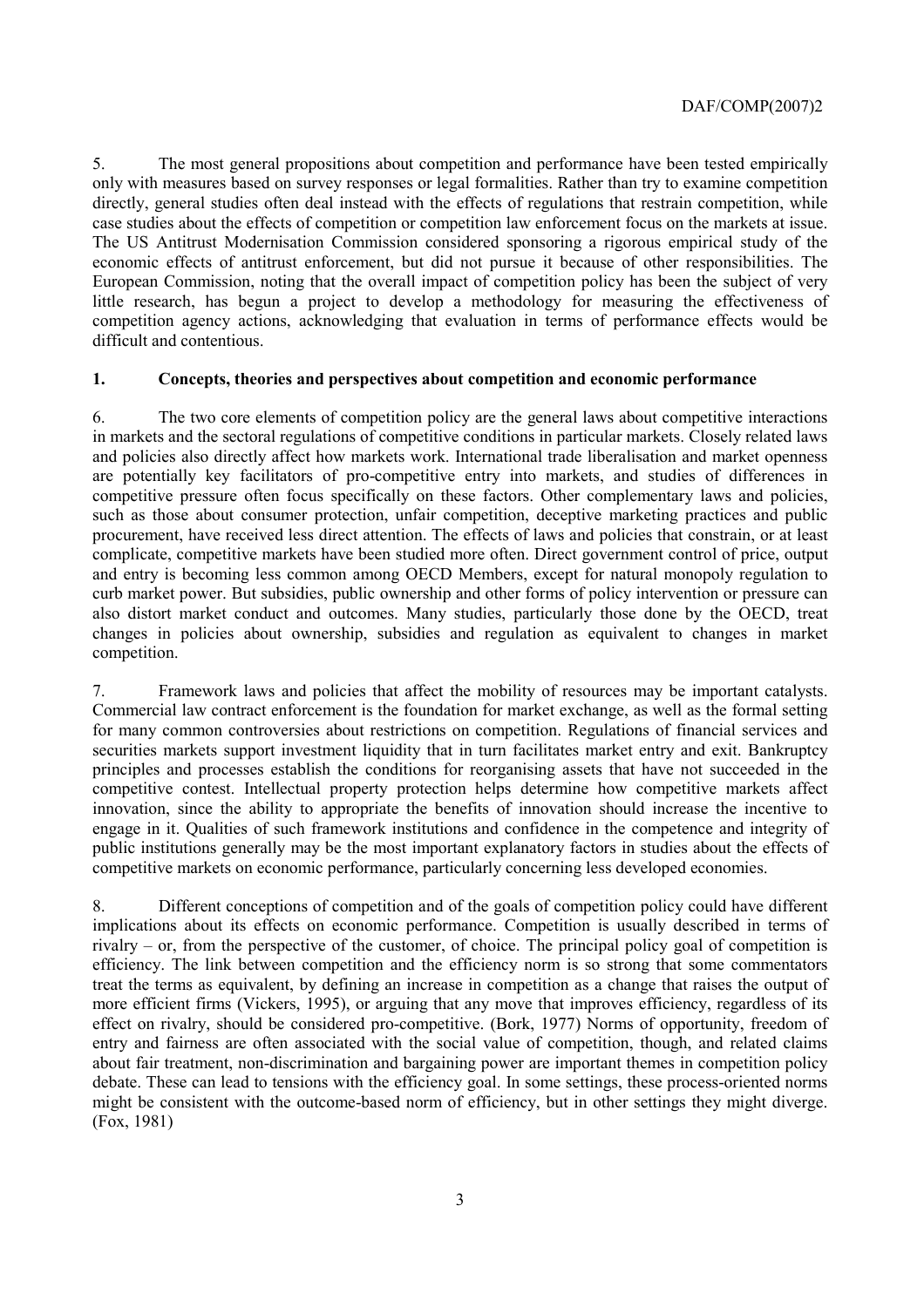5. The most general propositions about competition and performance have been tested empirically only with measures based on survey responses or legal formalities. Rather than try to examine competition directly, general studies often deal instead with the effects of regulations that restrain competition, while case studies about the effects of competition or competition law enforcement focus on the markets at issue. The US Antitrust Modernisation Commission considered sponsoring a rigorous empirical study of the economic effects of antitrust enforcement, but did not pursue it because of other responsibilities. The European Commission, noting that the overall impact of competition policy has been the subject of very little research, has begun a project to develop a methodology for measuring the effectiveness of competition agency actions, acknowledging that evaluation in terms of performance effects would be difficult and contentious.

## 1. Concepts, theories and perspectives about competition and economic performance

6. The two core elements of competition policy are the general laws about competitive interactions in markets and the sectoral regulations of competitive conditions in particular markets. Closely related laws and policies also directly affect how markets work. International trade liberalisation and market openness are potentially key facilitators of pro-competitive entry into markets, and studies of differences in competitive pressure often focus specifically on these factors. Other complementary laws and policies, such as those about consumer protection, unfair competition, deceptive marketing practices and public procurement, have received less direct attention. The effects of laws and policies that constrain, or at least complicate, competitive markets have been studied more often. Direct government control of price, output and entry is becoming less common among OECD Members, except for natural monopoly regulation to curb market power. But subsidies, public ownership and other forms of policy intervention or pressure can also distort market conduct and outcomes. Many studies, particularly those done by the OECD, treat changes in policies about ownership, subsidies and regulation as equivalent to changes in market competition.

7. Framework laws and policies that affect the mobility of resources may be important catalysts. Commercial law contract enforcement is the foundation for market exchange, as well as the formal setting for many common controversies about restrictions on competition. Regulations of financial services and securities markets support investment liquidity that in turn facilitates market entry and exit. Bankruptcy principles and processes establish the conditions for reorganising assets that have not succeeded in the competitive contest. Intellectual property protection helps determine how competitive markets affect innovation, since the ability to appropriate the benefits of innovation should increase the incentive to engage in it. Qualities of such framework institutions and confidence in the competence and integrity of public institutions generally may be the most important explanatory factors in studies about the effects of competitive markets on economic performance, particularly concerning less developed economies.

8. Different conceptions of competition and of the goals of competition policy could have different implications about its effects on economic performance. Competition is usually described in terms of rivalry – or, from the perspective of the customer, of choice. The principal policy goal of competition is efficiency. The link between competition and the efficiency norm is so strong that some commentators treat the terms as equivalent, by defining an increase in competition as a change that raises the output of more efficient firms (Vickers, 1995), or arguing that any move that improves efficiency, regardless of its effect on rivalry, should be considered pro-competitive. (Bork, 1977) Norms of opportunity, freedom of entry and fairness are often associated with the social value of competition, though, and related claims about fair treatment, non-discrimination and bargaining power are important themes in competition policy debate. These can lead to tensions with the efficiency goal. In some settings, these process-oriented norms might be consistent with the outcome-based norm of efficiency, but in other settings they might diverge. (Fox, 1981)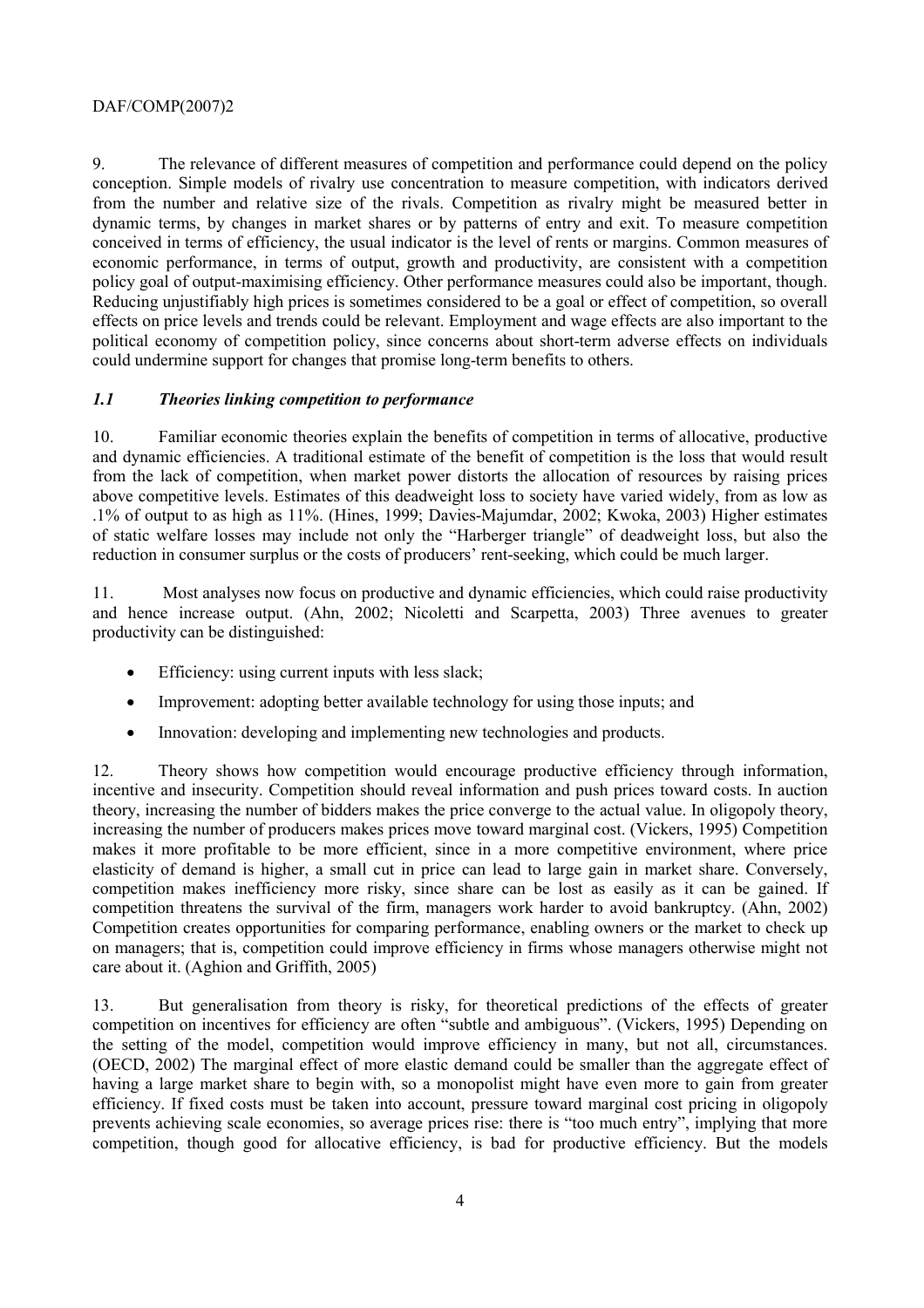9. The relevance of different measures of competition and performance could depend on the policy conception. Simple models of rivalry use concentration to measure competition, with indicators derived from the number and relative size of the rivals. Competition as rivalry might be measured better in dynamic terms, by changes in market shares or by patterns of entry and exit. To measure competition conceived in terms of efficiency, the usual indicator is the level of rents or margins. Common measures of economic performance, in terms of output, growth and productivity, are consistent with a competition policy goal of output-maximising efficiency. Other performance measures could also be important, though. Reducing unjustifiably high prices is sometimes considered to be a goal or effect of competition, so overall effects on price levels and trends could be relevant. Employment and wage effects are also important to the political economy of competition policy, since concerns about short-term adverse effects on individuals could undermine support for changes that promise long-term benefits to others.

### *1.1 Theories linking competition to performance*

10. Familiar economic theories explain the benefits of competition in terms of allocative, productive and dynamic efficiencies. A traditional estimate of the benefit of competition is the loss that would result from the lack of competition, when market power distorts the allocation of resources by raising prices above competitive levels. Estimates of this deadweight loss to society have varied widely, from as low as .1% of output to as high as 11%. (Hines, 1999; Davies-Majumdar, 2002; Kwoka, 2003) Higher estimates of static welfare losses may include not only the "Harberger triangle" of deadweight loss, but also the reduction in consumer surplus or the costs of producers' rent-seeking, which could be much larger.

11. Most analyses now focus on productive and dynamic efficiencies, which could raise productivity and hence increase output. (Ahn, 2002; Nicoletti and Scarpetta, 2003) Three avenues to greater productivity can be distinguished:

- Efficiency: using current inputs with less slack;
- Improvement: adopting better available technology for using those inputs; and
- Innovation: developing and implementing new technologies and products.

12. Theory shows how competition would encourage productive efficiency through information, incentive and insecurity. Competition should reveal information and push prices toward costs. In auction theory, increasing the number of bidders makes the price converge to the actual value. In oligopoly theory, increasing the number of producers makes prices move toward marginal cost. (Vickers, 1995) Competition makes it more profitable to be more efficient, since in a more competitive environment, where price elasticity of demand is higher, a small cut in price can lead to large gain in market share. Conversely, competition makes inefficiency more risky, since share can be lost as easily as it can be gained. If competition threatens the survival of the firm, managers work harder to avoid bankruptcy. (Ahn, 2002) Competition creates opportunities for comparing performance, enabling owners or the market to check up on managers; that is, competition could improve efficiency in firms whose managers otherwise might not care about it. (Aghion and Griffith, 2005)

13. But generalisation from theory is risky, for theoretical predictions of the effects of greater competition on incentives for efficiency are often "subtle and ambiguous". (Vickers, 1995) Depending on the setting of the model, competition would improve efficiency in many, but not all, circumstances. (OECD, 2002) The marginal effect of more elastic demand could be smaller than the aggregate effect of having a large market share to begin with, so a monopolist might have even more to gain from greater efficiency. If fixed costs must be taken into account, pressure toward marginal cost pricing in oligopoly prevents achieving scale economies, so average prices rise: there is "too much entry", implying that more competition, though good for allocative efficiency, is bad for productive efficiency. But the models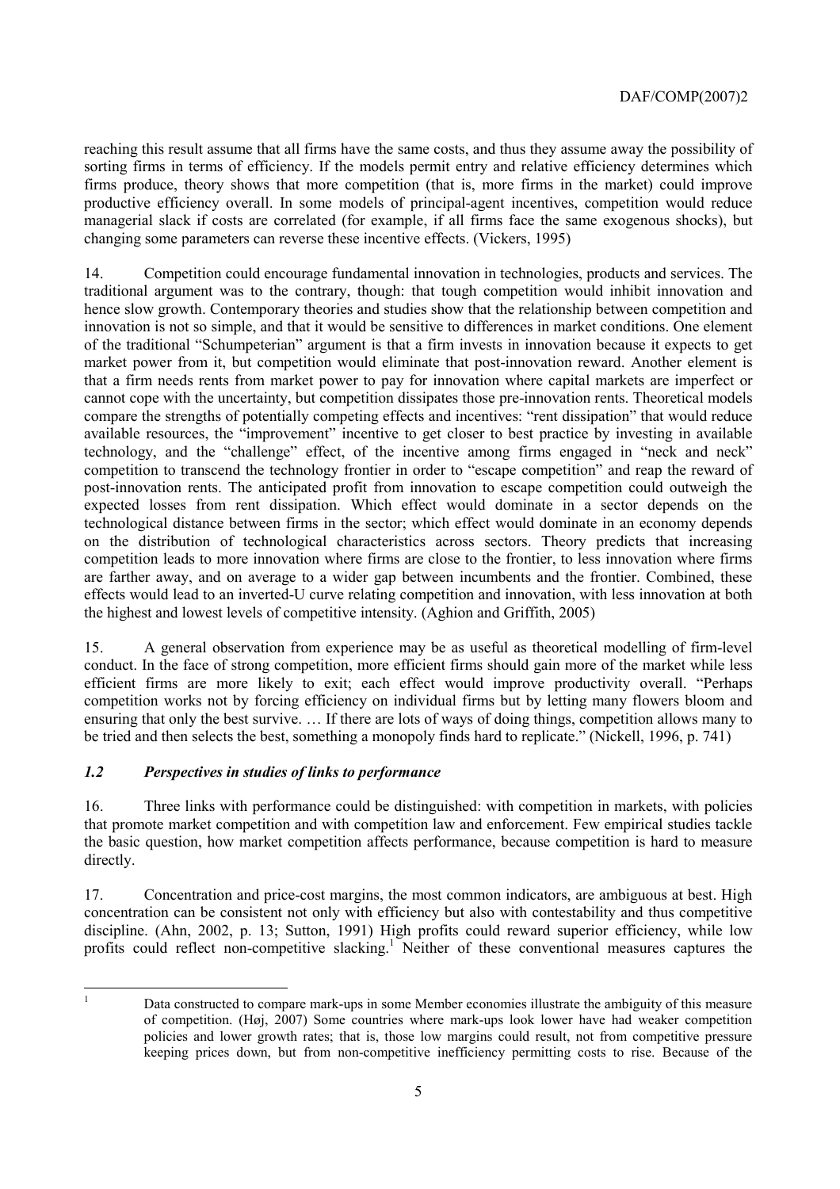reaching this result assume that all firms have the same costs, and thus they assume away the possibility of sorting firms in terms of efficiency. If the models permit entry and relative efficiency determines which firms produce, theory shows that more competition (that is, more firms in the market) could improve productive efficiency overall. In some models of principal-agent incentives, competition would reduce managerial slack if costs are correlated (for example, if all firms face the same exogenous shocks), but changing some parameters can reverse these incentive effects. (Vickers, 1995)

14. Competition could encourage fundamental innovation in technologies, products and services. The traditional argument was to the contrary, though: that tough competition would inhibit innovation and hence slow growth. Contemporary theories and studies show that the relationship between competition and innovation is not so simple, and that it would be sensitive to differences in market conditions. One element of the traditional "Schumpeterian" argument is that a firm invests in innovation because it expects to get market power from it, but competition would eliminate that post-innovation reward. Another element is that a firm needs rents from market power to pay for innovation where capital markets are imperfect or cannot cope with the uncertainty, but competition dissipates those pre-innovation rents. Theoretical models compare the strengths of potentially competing effects and incentives: "rent dissipation" that would reduce available resources, the "improvement" incentive to get closer to best practice by investing in available technology, and the "challenge" effect, of the incentive among firms engaged in "neck and neck" competition to transcend the technology frontier in order to "escape competition" and reap the reward of post-innovation rents. The anticipated profit from innovation to escape competition could outweigh the expected losses from rent dissipation. Which effect would dominate in a sector depends on the technological distance between firms in the sector; which effect would dominate in an economy depends on the distribution of technological characteristics across sectors. Theory predicts that increasing competition leads to more innovation where firms are close to the frontier, to less innovation where firms are farther away, and on average to a wider gap between incumbents and the frontier. Combined, these effects would lead to an inverted-U curve relating competition and innovation, with less innovation at both the highest and lowest levels of competitive intensity. (Aghion and Griffith, 2005)

15. A general observation from experience may be as useful as theoretical modelling of firm-level conduct. In the face of strong competition, more efficient firms should gain more of the market while less efficient firms are more likely to exit; each effect would improve productivity overall. "Perhaps competition works not by forcing efficiency on individual firms but by letting many flowers bloom and ensuring that only the best survive. … If there are lots of ways of doing things, competition allows many to be tried and then selects the best, something a monopoly finds hard to replicate." (Nickell, 1996, p. 741)

### *1.2 Perspectives in studies of links to performance*

16. Three links with performance could be distinguished: with competition in markets, with policies that promote market competition and with competition law and enforcement. Few empirical studies tackle the basic question, how market competition affects performance, because competition is hard to measure directly.

17. Concentration and price-cost margins, the most common indicators, are ambiguous at best. High concentration can be consistent not only with efficiency but also with contestability and thus competitive discipline. (Ahn, 2002, p. 13; Sutton, 1991) High profits could reward superior efficiency, while low profits could reflect non-competitive slacking.[1] Neither of these conventional measures captures the

---

[1] Data constructed to compare mark-ups in some Member economies illustrate the ambiguity of this measure of competition. (Høj, 2007) Some countries where mark-ups look lower have had weaker competition policies and lower growth rates; that is, those low margins could result, not from competitive pressure keeping prices down, but from non-competitive inefficiency permitting costs to rise. Because of the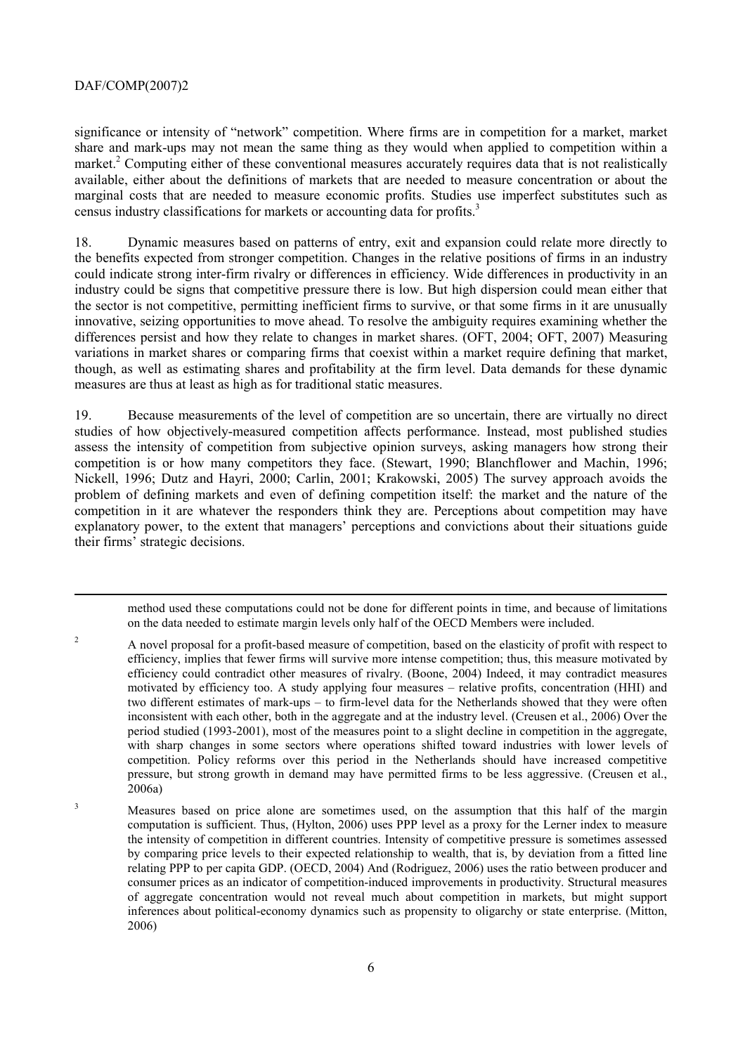significance or intensity of "network" competition. Where firms are in competition for a market, market share and mark-ups may not mean the same thing as they would when applied to competition within a market.[2] Computing either of these conventional measures accurately requires data that is not realistically available, either about the definitions of markets that are needed to measure concentration or about the marginal costs that are needed to measure economic profits. Studies use imperfect substitutes such as census industry classifications for markets or accounting data for profits.[3]

18. Dynamic measures based on patterns of entry, exit and expansion could relate more directly to the benefits expected from stronger competition. Changes in the relative positions of firms in an industry could indicate strong inter-firm rivalry or differences in efficiency. Wide differences in productivity in an industry could be signs that competitive pressure there is low. But high dispersion could mean either that the sector is not competitive, permitting inefficient firms to survive, or that some firms in it are unusually innovative, seizing opportunities to move ahead. To resolve the ambiguity requires examining whether the differences persist and how they relate to changes in market shares. (OFT, 2004; OFT, 2007) Measuring variations in market shares or comparing firms that coexist within a market require defining that market, though, as well as estimating shares and profitability at the firm level. Data demands for these dynamic measures are thus at least as high as for traditional static measures.

19. Because measurements of the level of competition are so uncertain, there are virtually no direct studies of how objectively-measured competition affects performance. Instead, most published studies assess the intensity of competition from subjective opinion surveys, asking managers how strong their competition is or how many competitors they face. (Stewart, 1990; Blanchflower and Machin, 1996; Nickell, 1996; Dutz and Hayri, 2000; Carlin, 2001; Krakowski, 2005) The survey approach avoids the problem of defining markets and even of defining competition itself: the market and the nature of the competition in it are whatever the responders think they are. Perceptions about competition may have explanatory power, to the extent that managers' perceptions and convictions about their situations guide their firms' strategic decisions.

---

method used these computations could not be done for different points in time, and because of limitations on the data needed to estimate margin levels only half of the OECD Members were included.

[2] A novel proposal for a profit-based measure of competition, based on the elasticity of profit with respect to efficiency, implies that fewer firms will survive more intense competition; thus, this measure motivated by efficiency could contradict other measures of rivalry. (Boone, 2004) Indeed, it may contradict measures motivated by efficiency too. A study applying four measures – relative profits, concentration (HHI) and two different estimates of mark-ups – to firm-level data for the Netherlands showed that they were often inconsistent with each other, both in the aggregate and at the industry level. (Creusen et al., 2006) Over the period studied (1993-2001), most of the measures point to a slight decline in competition in the aggregate, with sharp changes in some sectors where operations shifted toward industries with lower levels of competition. Policy reforms over this period in the Netherlands should have increased competitive pressure, but strong growth in demand may have permitted firms to be less aggressive. (Creusen et al., 2006a)

[3] Measures based on price alone are sometimes used, on the assumption that this half of the margin computation is sufficient. Thus, (Hylton, 2006) uses PPP level as a proxy for the Lerner index to measure the intensity of competition in different countries. Intensity of competitive pressure is sometimes assessed by comparing price levels to their expected relationship to wealth, that is, by deviation from a fitted line relating PPP to per capita GDP. (OECD, 2004) And (Rodriguez, 2006) uses the ratio between producer and consumer prices as an indicator of competition-induced improvements in productivity. Structural measures of aggregate concentration would not reveal much about competition in markets, but might support inferences about political-economy dynamics such as propensity to oligarchy or state enterprise. (Mitton, 2006)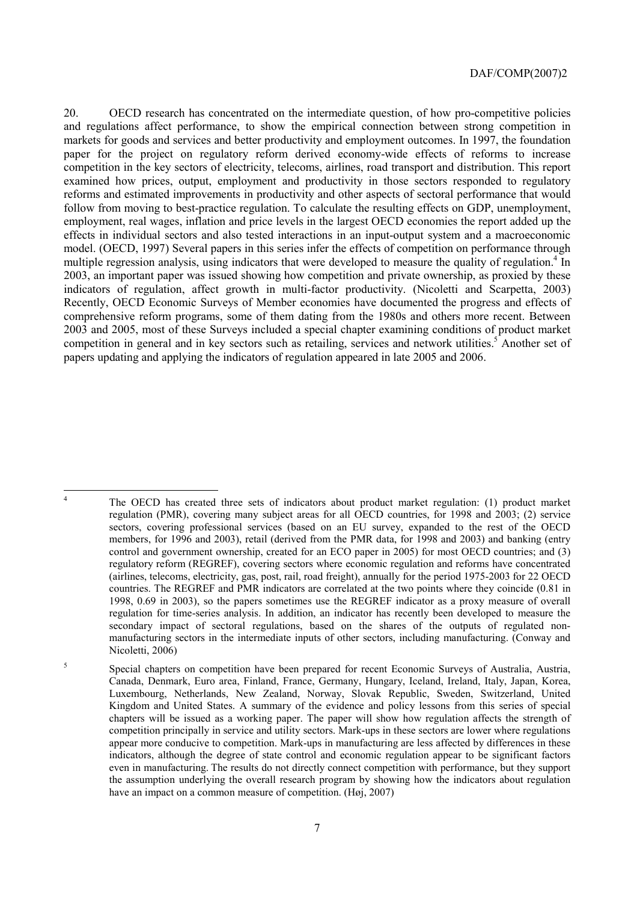20. OECD research has concentrated on the intermediate question, of how pro-competitive policies and regulations affect performance, to show the empirical connection between strong competition in markets for goods and services and better productivity and employment outcomes. In 1997, the foundation paper for the project on regulatory reform derived economy-wide effects of reforms to increase competition in the key sectors of electricity, telecoms, airlines, road transport and distribution. This report examined how prices, output, employment and productivity in those sectors responded to regulatory reforms and estimated improvements in productivity and other aspects of sectoral performance that would follow from moving to best-practice regulation. To calculate the resulting effects on GDP, unemployment, employment, real wages, inflation and price levels in the largest OECD economies the report added up the effects in individual sectors and also tested interactions in an input-output system and a macroeconomic model. (OECD, 1997) Several papers in this series infer the effects of competition on performance through multiple regression analysis, using indicators that were developed to measure the quality of regulation.[4] In 2003, an important paper was issued showing how competition and private ownership, as proxied by these indicators of regulation, affect growth in multi-factor productivity. (Nicoletti and Scarpetta, 2003) Recently, OECD Economic Surveys of Member economies have documented the progress and effects of comprehensive reform programs, some of them dating from the 1980s and others more recent. Between 2003 and 2005, most of these Surveys included a special chapter examining conditions of product market competition in general and in key sectors such as retailing, services and network utilities.[5] Another set of papers updating and applying the indicators of regulation appeared in late 2005 and 2006.

---

[4] The OECD has created three sets of indicators about product market regulation: (1) product market regulation (PMR), covering many subject areas for all OECD countries, for 1998 and 2003; (2) service sectors, covering professional services (based on an EU survey, expanded to the rest of the OECD members, for 1996 and 2003), retail (derived from the PMR data, for 1998 and 2003) and banking (entry control and government ownership, created for an ECO paper in 2005) for most OECD countries; and (3) regulatory reform (REGREF), covering sectors where economic regulation and reforms have concentrated (airlines, telecoms, electricity, gas, post, rail, road freight), annually for the period 1975-2003 for 22 OECD countries. The REGREF and PMR indicators are correlated at the two points where they coincide (0.81 in 1998, 0.69 in 2003), so the papers sometimes use the REGREF indicator as a proxy measure of overall regulation for time-series analysis. In addition, an indicator has recently been developed to measure the secondary impact of sectoral regulations, based on the shares of the outputs of regulated non-manufacturing sectors in the intermediate inputs of other sectors, including manufacturing. (Conway and Nicoletti, 2006)

[5] Special chapters on competition have been prepared for recent Economic Surveys of Australia, Austria, Canada, Denmark, Euro area, Finland, France, Germany, Hungary, Iceland, Ireland, Italy, Japan, Korea, Luxembourg, Netherlands, New Zealand, Norway, Slovak Republic, Sweden, Switzerland, United Kingdom and United States. A summary of the evidence and policy lessons from this series of special chapters will be issued as a working paper. The paper will show how regulation affects the strength of competition principally in service and utility sectors. Mark-ups in these sectors are lower where regulations appear more conducive to competition. Mark-ups in manufacturing are less affected by differences in these indicators, although the degree of state control and economic regulation appear to be significant factors even in manufacturing. The results do not directly connect competition with performance, but they support the assumption underlying the overall research program by showing how the indicators about regulation have an impact on a common measure of competition. (Høj, 2007)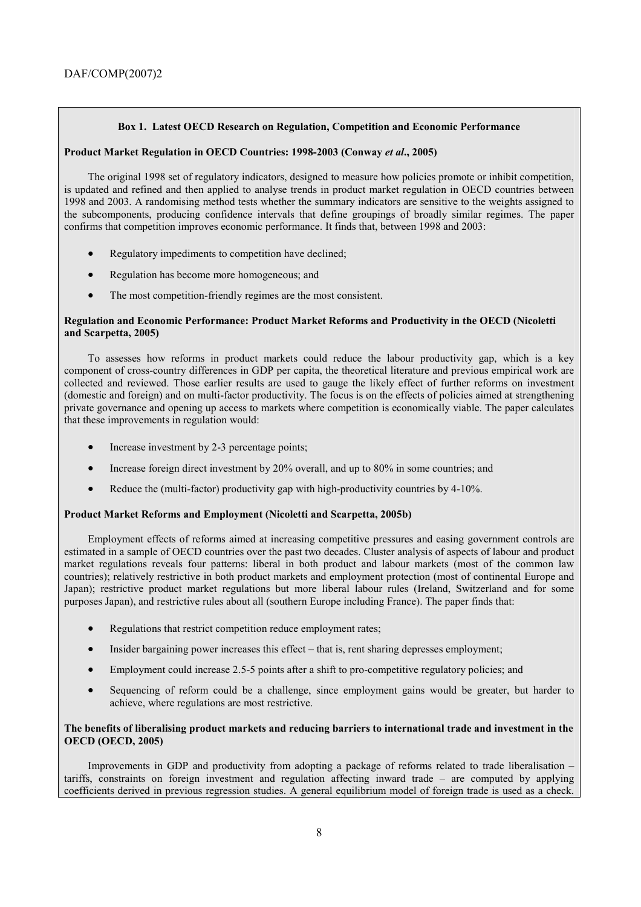**Box 1. Latest OECD Research on Regulation, Competition and Economic Performance**

**Product Market Regulation in OECD Countries: 1998-2003 (Conway *et al*., 2005)**

The original 1998 set of regulatory indicators, designed to measure how policies promote or inhibit competition, is updated and refined and then applied to analyse trends in product market regulation in OECD countries between 1998 and 2003. A randomising method tests whether the summary indicators are sensitive to the weights assigned to the subcomponents, producing confidence intervals that define groupings of broadly similar regimes. The paper confirms that competition improves economic performance. It finds that, between 1998 and 2003:

- Regulatory impediments to competition have declined;
- Regulation has become more homogeneous; and
- The most competition-friendly regimes are the most consistent.

**Regulation and Economic Performance: Product Market Reforms and Productivity in the OECD (Nicoletti and Scarpetta, 2005)**

To assesses how reforms in product markets could reduce the labour productivity gap, which is a key component of cross-country differences in GDP per capita, the theoretical literature and previous empirical work are collected and reviewed. Those earlier results are used to gauge the likely effect of further reforms on investment (domestic and foreign) and on multi-factor productivity. The focus is on the effects of policies aimed at strengthening private governance and opening up access to markets where competition is economically viable. The paper calculates that these improvements in regulation would:

- Increase investment by 2-3 percentage points;
- Increase foreign direct investment by 20% overall, and up to 80% in some countries; and
- Reduce the (multi-factor) productivity gap with high-productivity countries by 4-10%.

**Product Market Reforms and Employment (Nicoletti and Scarpetta, 2005b)**

Employment effects of reforms aimed at increasing competitive pressures and easing government controls are estimated in a sample of OECD countries over the past two decades. Cluster analysis of aspects of labour and product market regulations reveals four patterns: liberal in both product and labour markets (most of the common law countries); relatively restrictive in both product markets and employment protection (most of continental Europe and Japan); restrictive product market regulations but more liberal labour rules (Ireland, Switzerland and for some purposes Japan), and restrictive rules about all (southern Europe including France). The paper finds that:

- Regulations that restrict competition reduce employment rates;
- Insider bargaining power increases this effect – that is, rent sharing depresses employment;
- Employment could increase 2.5-5 points after a shift to pro-competitive regulatory policies; and
- Sequencing of reform could be a challenge, since employment gains would be greater, but harder to achieve, where regulations are most restrictive.

**The benefits of liberalising product markets and reducing barriers to international trade and investment in the OECD (OECD, 2005)**

Improvements in GDP and productivity from adopting a package of reforms related to trade liberalisation – tariffs, constraints on foreign investment and regulation affecting inward trade – are computed by applying coefficients derived in previous regression studies. A general equilibrium model of foreign trade is used as a check.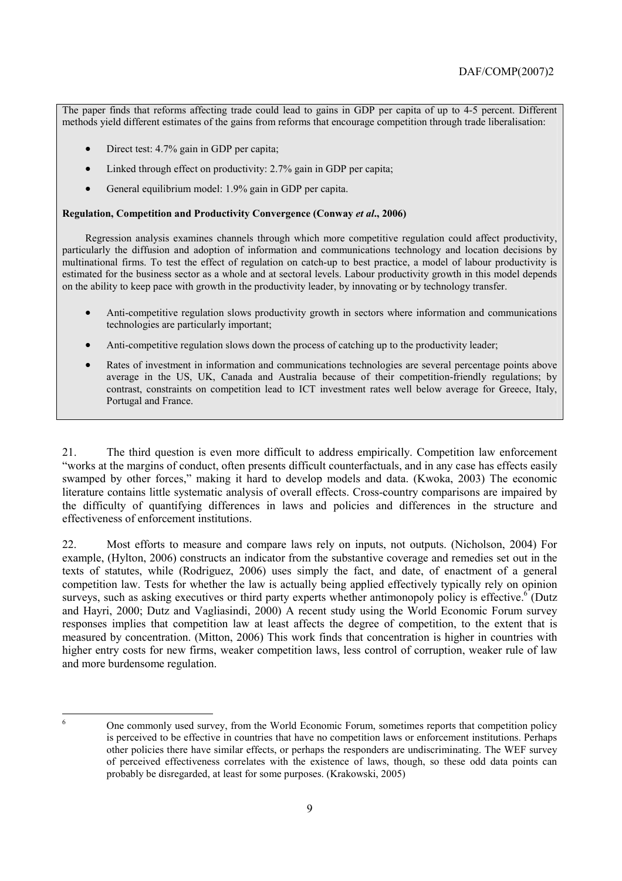The paper finds that reforms affecting trade could lead to gains in GDP per capita of up to 4-5 percent. Different methods yield different estimates of the gains from reforms that encourage competition through trade liberalisation:

- Direct test: 4.7% gain in GDP per capita;
- Linked through effect on productivity: 2.7% gain in GDP per capita;
- General equilibrium model: 1.9% gain in GDP per capita.

**Regulation, Competition and Productivity Convergence (Conway *et al*., 2006)**

Regression analysis examines channels through which more competitive regulation could affect productivity, particularly the diffusion and adoption of information and communications technology and location decisions by multinational firms. To test the effect of regulation on catch-up to best practice, a model of labour productivity is estimated for the business sector as a whole and at sectoral levels. Labour productivity growth in this model depends on the ability to keep pace with growth in the productivity leader, by innovating or by technology transfer.

- Anti-competitive regulation slows productivity growth in sectors where information and communications technologies are particularly important;
- Anti-competitive regulation slows down the process of catching up to the productivity leader;
- Rates of investment in information and communications technologies are several percentage points above average in the US, UK, Canada and Australia because of their competition-friendly regulations; by contrast, constraints on competition lead to ICT investment rates well below average for Greece, Italy, Portugal and France.

21. The third question is even more difficult to address empirically. Competition law enforcement "works at the margins of conduct, often presents difficult counterfactuals, and in any case has effects easily swamped by other forces," making it hard to develop models and data. (Kwoka, 2003) The economic literature contains little systematic analysis of overall effects. Cross-country comparisons are impaired by the difficulty of quantifying differences in laws and policies and differences in the structure and effectiveness of enforcement institutions.

22. Most efforts to measure and compare laws rely on inputs, not outputs. (Nicholson, 2004) For example, (Hylton, 2006) constructs an indicator from the substantive coverage and remedies set out in the texts of statutes, while (Rodriguez, 2006) uses simply the fact, and date, of enactment of a general competition law. Tests for whether the law is actually being applied effectively typically rely on opinion surveys, such as asking executives or third party experts whether antimonopoly policy is effective.[6] (Dutz and Hayri, 2000; Dutz and Vagliasindi, 2000) A recent study using the World Economic Forum survey responses implies that competition law at least affects the degree of competition, to the extent that is measured by concentration. (Mitton, 2006) This work finds that concentration is higher in countries with higher entry costs for new firms, weaker competition laws, less control of corruption, weaker rule of law and more burdensome regulation.

[6] One commonly used survey, from the World Economic Forum, sometimes reports that competition policy is perceived to be effective in countries that have no competition laws or enforcement institutions. Perhaps other policies there have similar effects, or perhaps the responders are undiscriminating. The WEF survey of perceived effectiveness correlates with the existence of laws, though, so these odd data points can probably be disregarded, at least for some purposes. (Krakowski, 2005)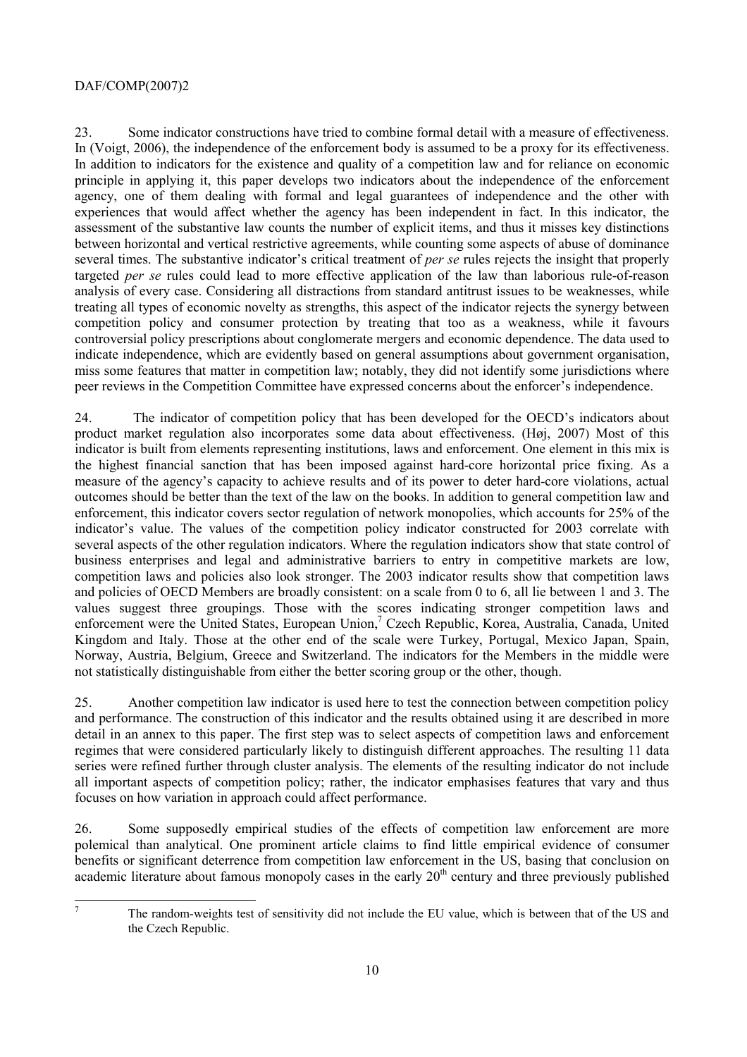23. Some indicator constructions have tried to combine formal detail with a measure of effectiveness. In (Voigt, 2006), the independence of the enforcement body is assumed to be a proxy for its effectiveness. In addition to indicators for the existence and quality of a competition law and for reliance on economic principle in applying it, this paper develops two indicators about the independence of the enforcement agency, one of them dealing with formal and legal guarantees of independence and the other with experiences that would affect whether the agency has been independent in fact. In this indicator, the assessment of the substantive law counts the number of explicit items, and thus it misses key distinctions between horizontal and vertical restrictive agreements, while counting some aspects of abuse of dominance several times. The substantive indicator's critical treatment of *per se* rules rejects the insight that properly targeted *per se* rules could lead to more effective application of the law than laborious rule-of-reason analysis of every case. Considering all distractions from standard antitrust issues to be weaknesses, while treating all types of economic novelty as strengths, this aspect of the indicator rejects the synergy between competition policy and consumer protection by treating that too as a weakness, while it favours controversial policy prescriptions about conglomerate mergers and economic dependence. The data used to indicate independence, which are evidently based on general assumptions about government organisation, miss some features that matter in competition law; notably, they did not identify some jurisdictions where peer reviews in the Competition Committee have expressed concerns about the enforcer's independence.

24. The indicator of competition policy that has been developed for the OECD's indicators about product market regulation also incorporates some data about effectiveness. (Høj, 2007) Most of this indicator is built from elements representing institutions, laws and enforcement. One element in this mix is the highest financial sanction that has been imposed against hard-core horizontal price fixing. As a measure of the agency's capacity to achieve results and of its power to deter hard-core violations, actual outcomes should be better than the text of the law on the books. In addition to general competition law and enforcement, this indicator covers sector regulation of network monopolies, which accounts for 25% of the indicator's value. The values of the competition policy indicator constructed for 2003 correlate with several aspects of the other regulation indicators. Where the regulation indicators show that state control of business enterprises and legal and administrative barriers to entry in competitive markets are low, competition laws and policies also look stronger. The 2003 indicator results show that competition laws and policies of OECD Members are broadly consistent: on a scale from 0 to 6, all lie between 1 and 3. The values suggest three groupings. Those with the scores indicating stronger competition laws and enforcement were the United States, European Union,[7] Czech Republic, Korea, Australia, Canada, United Kingdom and Italy. Those at the other end of the scale were Turkey, Portugal, Mexico Japan, Spain, Norway, Austria, Belgium, Greece and Switzerland. The indicators for the Members in the middle were not statistically distinguishable from either the better scoring group or the other, though.

25. Another competition law indicator is used here to test the connection between competition policy and performance. The construction of this indicator and the results obtained using it are described in more detail in an annex to this paper. The first step was to select aspects of competition laws and enforcement regimes that were considered particularly likely to distinguish different approaches. The resulting 11 data series were refined further through cluster analysis. The elements of the resulting indicator do not include all important aspects of competition policy; rather, the indicator emphasises features that vary and thus focuses on how variation in approach could affect performance.

26. Some supposedly empirical studies of the effects of competition law enforcement are more polemical than analytical. One prominent article claims to find little empirical evidence of consumer benefits or significant deterrence from competition law enforcement in the US, basing that conclusion on academic literature about famous monopoly cases in the early 20th century and three previously published

---

[7] The random-weights test of sensitivity did not include the EU value, which is between that of the US and the Czech Republic.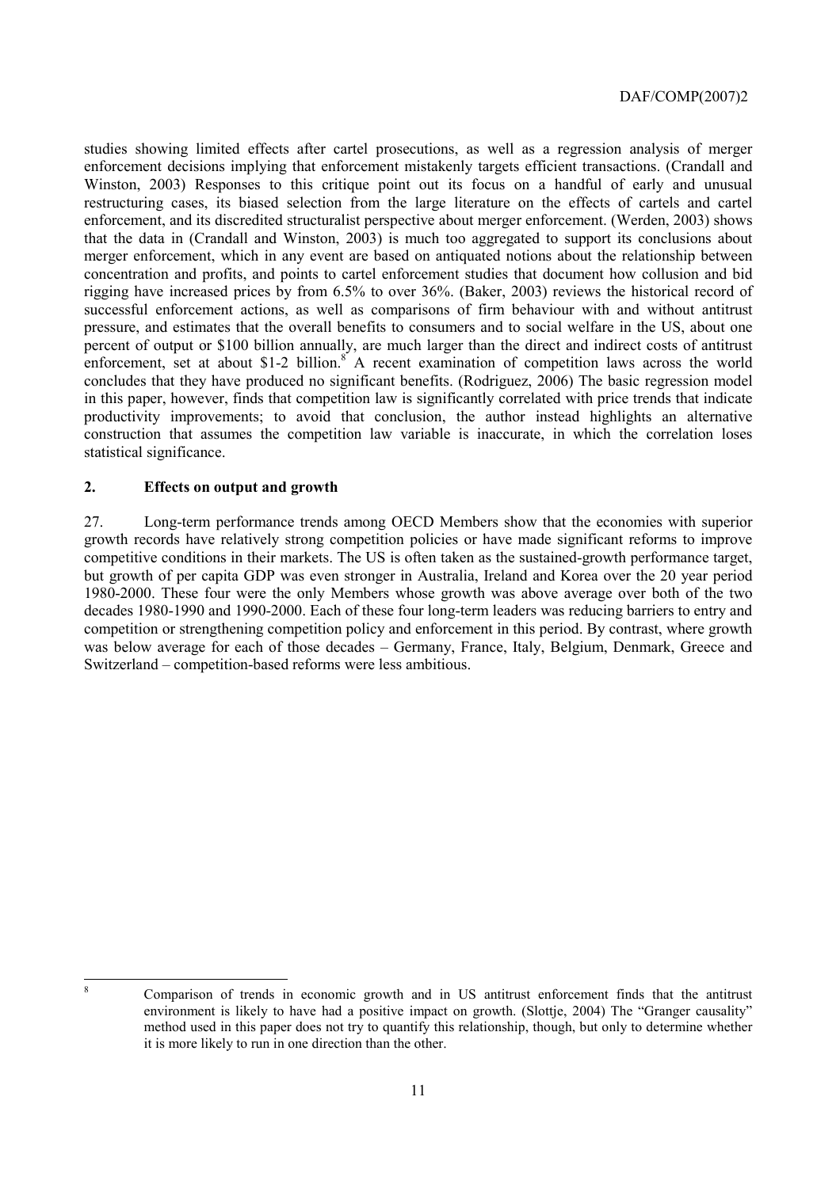studies showing limited effects after cartel prosecutions, as well as a regression analysis of merger enforcement decisions implying that enforcement mistakenly targets efficient transactions. (Crandall and Winston, 2003) Responses to this critique point out its focus on a handful of early and unusual restructuring cases, its biased selection from the large literature on the effects of cartels and cartel enforcement, and its discredited structuralist perspective about merger enforcement. (Werden, 2003) shows that the data in (Crandall and Winston, 2003) is much too aggregated to support its conclusions about merger enforcement, which in any event are based on antiquated notions about the relationship between concentration and profits, and points to cartel enforcement studies that document how collusion and bid rigging have increased prices by from 6.5% to over 36%. (Baker, 2003) reviews the historical record of successful enforcement actions, as well as comparisons of firm behaviour with and without antitrust pressure, and estimates that the overall benefits to consumers and to social welfare in the US, about one percent of output or $100 billion annually, are much larger than the direct and indirect costs of antitrust enforcement, set at about $1-2 billion.[8] A recent examination of competition laws across the world concludes that they have produced no significant benefits. (Rodriguez, 2006) The basic regression model in this paper, however, finds that competition law is significantly correlated with price trends that indicate productivity improvements; to avoid that conclusion, the author instead highlights an alternative construction that assumes the competition law variable is inaccurate, in which the correlation loses statistical significance.

## 2. Effects on output and growth

27. Long-term performance trends among OECD Members show that the economies with superior growth records have relatively strong competition policies or have made significant reforms to improve competitive conditions in their markets. The US is often taken as the sustained-growth performance target, but growth of per capita GDP was even stronger in Australia, Ireland and Korea over the 20 year period 1980-2000. These four were the only Members whose growth was above average over both of the two decades 1980-1990 and 1990-2000. Each of these four long-term leaders was reducing barriers to entry and competition or strengthening competition policy and enforcement in this period. By contrast, where growth was below average for each of those decades – Germany, France, Italy, Belgium, Denmark, Greece and Switzerland – competition-based reforms were less ambitious.

---

[8] Comparison of trends in economic growth and in US antitrust enforcement finds that the antitrust environment is likely to have had a positive impact on growth. (Slottje, 2004) The "Granger causality" method used in this paper does not try to quantify this relationship, though, but only to determine whether it is more likely to run in one direction than the other.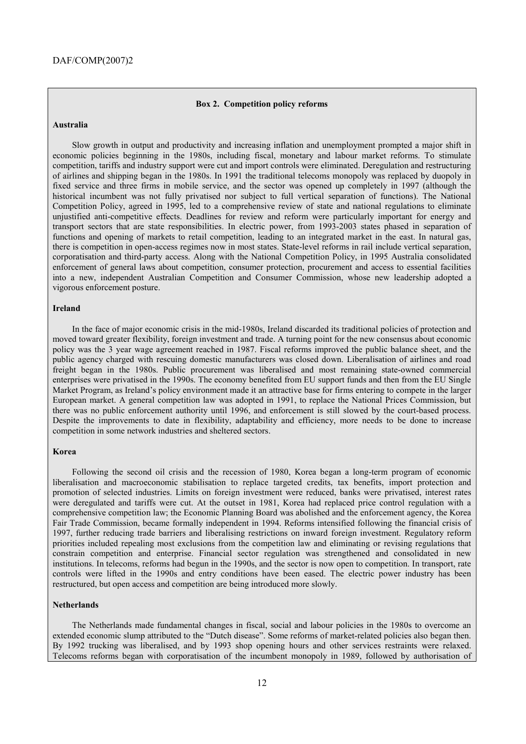**Box 2. Competition policy reforms**

**Australia**

Slow growth in output and productivity and increasing inflation and unemployment prompted a major shift in economic policies beginning in the 1980s, including fiscal, monetary and labour market reforms. To stimulate competition, tariffs and industry support were cut and import controls were eliminated. Deregulation and restructuring of airlines and shipping began in the 1980s. In 1991 the traditional telecoms monopoly was replaced by duopoly in fixed service and three firms in mobile service, and the sector was opened up completely in 1997 (although the historical incumbent was not fully privatised nor subject to full vertical separation of functions). The National Competition Policy, agreed in 1995, led to a comprehensive review of state and national regulations to eliminate unjustified anti-competitive effects. Deadlines for review and reform were particularly important for energy and transport sectors that are state responsibilities. In electric power, from 1993-2003 states phased in separation of functions and opening of markets to retail competition, leading to an integrated market in the east. In natural gas, there is competition in open-access regimes now in most states. State-level reforms in rail include vertical separation, corporatisation and third-party access. Along with the National Competition Policy, in 1995 Australia consolidated enforcement of general laws about competition, consumer protection, procurement and access to essential facilities into a new, independent Australian Competition and Consumer Commission, whose new leadership adopted a vigorous enforcement posture.

**Ireland**

In the face of major economic crisis in the mid-1980s, Ireland discarded its traditional policies of protection and moved toward greater flexibility, foreign investment and trade. A turning point for the new consensus about economic policy was the 3 year wage agreement reached in 1987. Fiscal reforms improved the public balance sheet, and the public agency charged with rescuing domestic manufacturers was closed down. Liberalisation of airlines and road freight began in the 1980s. Public procurement was liberalised and most remaining state-owned commercial enterprises were privatised in the 1990s. The economy benefited from EU support funds and then from the EU Single Market Program, as Ireland's policy environment made it an attractive base for firms entering to compete in the larger European market. A general competition law was adopted in 1991, to replace the National Prices Commission, but there was no public enforcement authority until 1996, and enforcement is still slowed by the court-based process. Despite the improvements to date in flexibility, adaptability and efficiency, more needs to be done to increase competition in some network industries and sheltered sectors.

**Korea**

Following the second oil crisis and the recession of 1980, Korea began a long-term program of economic liberalisation and macroeconomic stabilisation to replace targeted credits, tax benefits, import protection and promotion of selected industries. Limits on foreign investment were reduced, banks were privatised, interest rates were deregulated and tariffs were cut. At the outset in 1981, Korea had replaced price control regulation with a comprehensive competition law; the Economic Planning Board was abolished and the enforcement agency, the Korea Fair Trade Commission, became formally independent in 1994. Reforms intensified following the financial crisis of 1997, further reducing trade barriers and liberalising restrictions on inward foreign investment. Regulatory reform priorities included repealing most exclusions from the competition law and eliminating or revising regulations that constrain competition and enterprise. Financial sector regulation was strengthened and consolidated in new institutions. In telecoms, reforms had begun in the 1990s, and the sector is now open to competition. In transport, rate controls were lifted in the 1990s and entry conditions have been eased. The electric power industry has been restructured, but open access and competition are being introduced more slowly.

**Netherlands**

The Netherlands made fundamental changes in fiscal, social and labour policies in the 1980s to overcome an extended economic slump attributed to the "Dutch disease". Some reforms of market-related policies also began then. By 1992 trucking was liberalised, and by 1993 shop opening hours and other services restraints were relaxed. Telecoms reforms began with corporatisation of the incumbent monopoly in 1989, followed by authorisation of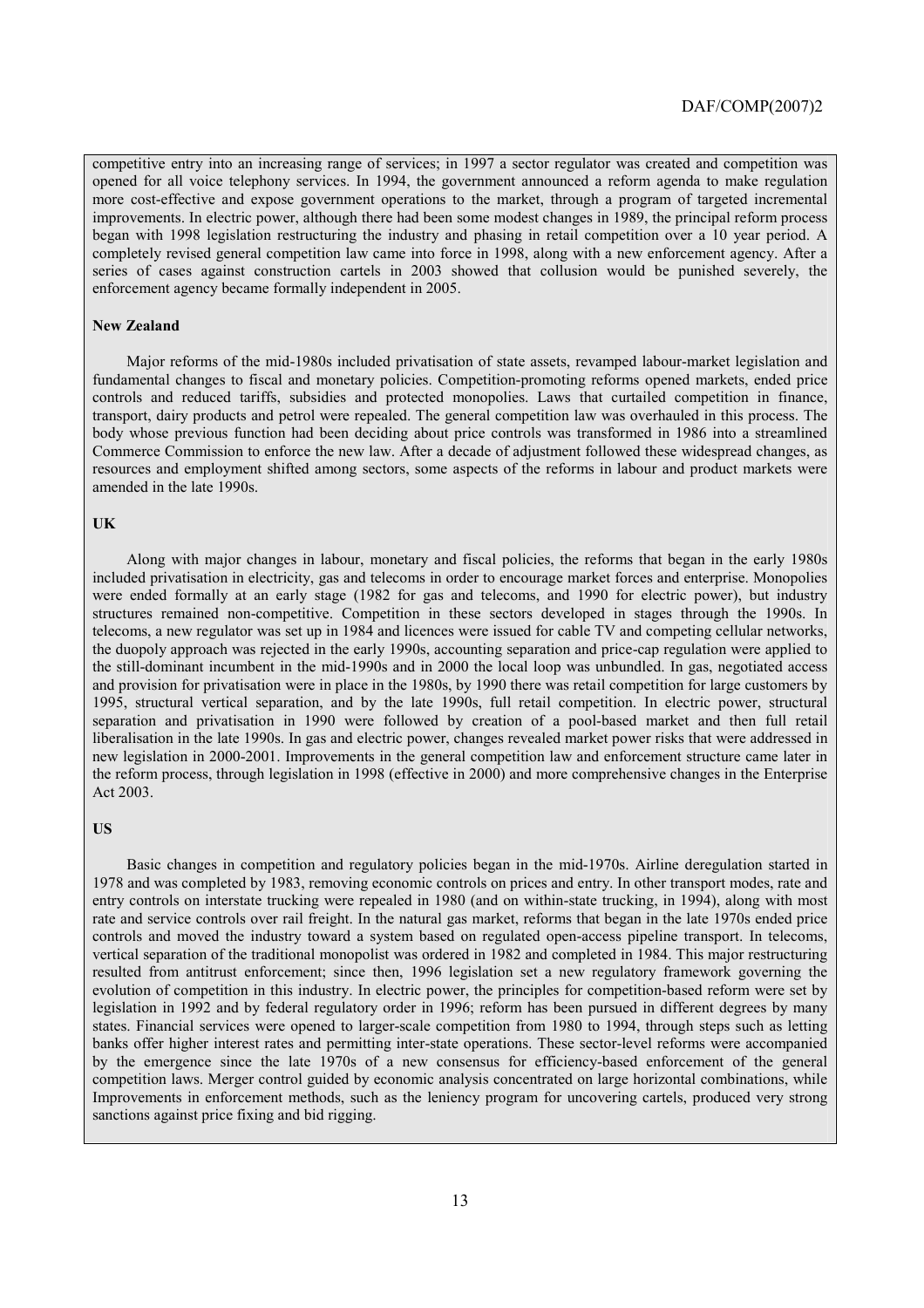competitive entry into an increasing range of services; in 1997 a sector regulator was created and competition was opened for all voice telephony services. In 1994, the government announced a reform agenda to make regulation more cost-effective and expose government operations to the market, through a program of targeted incremental improvements. In electric power, although there had been some modest changes in 1989, the principal reform process began with 1998 legislation restructuring the industry and phasing in retail competition over a 10 year period. A completely revised general competition law came into force in 1998, along with a new enforcement agency. After a series of cases against construction cartels in 2003 showed that collusion would be punished severely, the enforcement agency became formally independent in 2005.

**New Zealand**

Major reforms of the mid-1980s included privatisation of state assets, revamped labour-market legislation and fundamental changes to fiscal and monetary policies. Competition-promoting reforms opened markets, ended price controls and reduced tariffs, subsidies and protected monopolies. Laws that curtailed competition in finance, transport, dairy products and petrol were repealed. The general competition law was overhauled in this process. The body whose previous function had been deciding about price controls was transformed in 1986 into a streamlined Commerce Commission to enforce the new law. After a decade of adjustment followed these widespread changes, as resources and employment shifted among sectors, some aspects of the reforms in labour and product markets were amended in the late 1990s.

**UK**

Along with major changes in labour, monetary and fiscal policies, the reforms that began in the early 1980s included privatisation in electricity, gas and telecoms in order to encourage market forces and enterprise. Monopolies were ended formally at an early stage (1982 for gas and telecoms, and 1990 for electric power), but industry structures remained non-competitive. Competition in these sectors developed in stages through the 1990s. In telecoms, a new regulator was set up in 1984 and licences were issued for cable TV and competing cellular networks, the duopoly approach was rejected in the early 1990s, accounting separation and price-cap regulation were applied to the still-dominant incumbent in the mid-1990s and in 2000 the local loop was unbundled. In gas, negotiated access and provision for privatisation were in place in the 1980s, by 1990 there was retail competition for large customers by 1995, structural vertical separation, and by the late 1990s, full retail competition. In electric power, structural separation and privatisation in 1990 were followed by creation of a pool-based market and then full retail liberalisation in the late 1990s. In gas and electric power, changes revealed market power risks that were addressed in new legislation in 2000-2001. Improvements in the general competition law and enforcement structure came later in the reform process, through legislation in 1998 (effective in 2000) and more comprehensive changes in the Enterprise Act 2003.

**US**

Basic changes in competition and regulatory policies began in the mid-1970s. Airline deregulation started in 1978 and was completed by 1983, removing economic controls on prices and entry. In other transport modes, rate and entry controls on interstate trucking were repealed in 1980 (and on within-state trucking, in 1994), along with most rate and service controls over rail freight. In the natural gas market, reforms that began in the late 1970s ended price controls and moved the industry toward a system based on regulated open-access pipeline transport. In telecoms, vertical separation of the traditional monopolist was ordered in 1982 and completed in 1984. This major restructuring resulted from antitrust enforcement; since then, 1996 legislation set a new regulatory framework governing the evolution of competition in this industry. In electric power, the principles for competition-based reform were set by legislation in 1992 and by federal regulatory order in 1996; reform has been pursued in different degrees by many states. Financial services were opened to larger-scale competition from 1980 to 1994, through steps such as letting banks offer higher interest rates and permitting inter-state operations. These sector-level reforms were accompanied by the emergence since the late 1970s of a new consensus for efficiency-based enforcement of the general competition laws. Merger control guided by economic analysis concentrated on large horizontal combinations, while Improvements in enforcement methods, such as the leniency program for uncovering cartels, produced very strong sanctions against price fixing and bid rigging.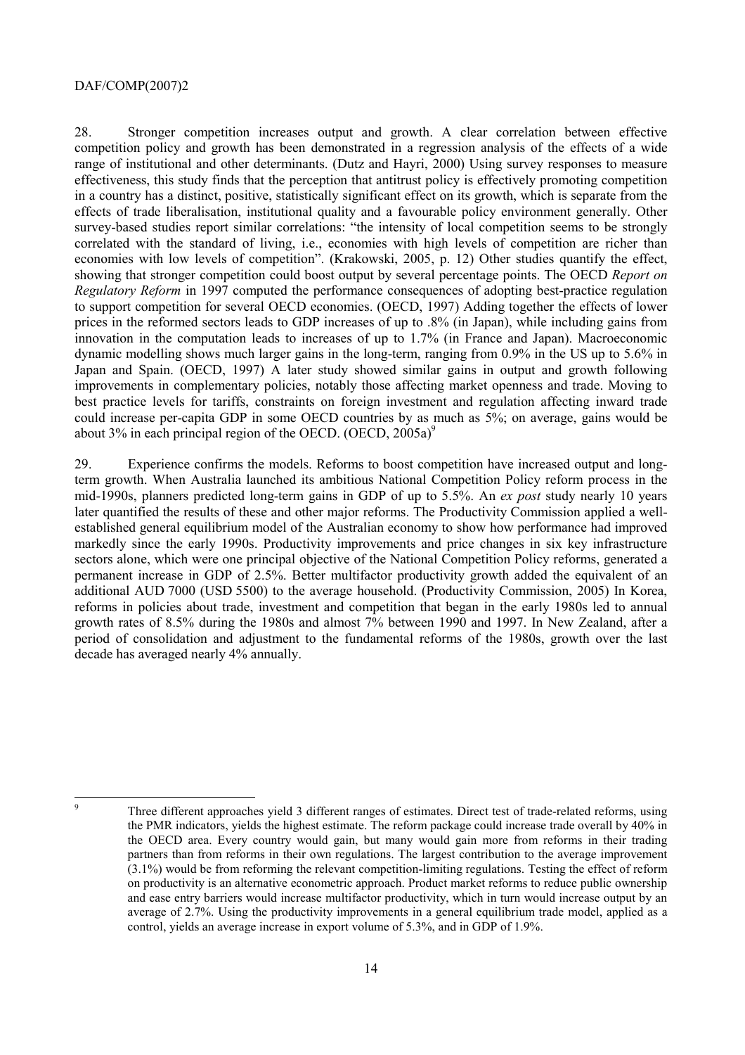28. Stronger competition increases output and growth. A clear correlation between effective competition policy and growth has been demonstrated in a regression analysis of the effects of a wide range of institutional and other determinants. (Dutz and Hayri, 2000) Using survey responses to measure effectiveness, this study finds that the perception that antitrust policy is effectively promoting competition in a country has a distinct, positive, statistically significant effect on its growth, which is separate from the effects of trade liberalisation, institutional quality and a favourable policy environment generally. Other survey-based studies report similar correlations: "the intensity of local competition seems to be strongly correlated with the standard of living, i.e., economies with high levels of competition are richer than economies with low levels of competition". (Krakowski, 2005, p. 12) Other studies quantify the effect, showing that stronger competition could boost output by several percentage points. The OECD *Report on Regulatory Reform* in 1997 computed the performance consequences of adopting best-practice regulation to support competition for several OECD economies. (OECD, 1997) Adding together the effects of lower prices in the reformed sectors leads to GDP increases of up to .8% (in Japan), while including gains from innovation in the computation leads to increases of up to 1.7% (in France and Japan). Macroeconomic dynamic modelling shows much larger gains in the long-term, ranging from 0.9% in the US up to 5.6% in Japan and Spain. (OECD, 1997) A later study showed similar gains in output and growth following improvements in complementary policies, notably those affecting market openness and trade. Moving to best practice levels for tariffs, constraints on foreign investment and regulation affecting inward trade could increase per-capita GDP in some OECD countries by as much as 5%; on average, gains would be about 3% in each principal region of the OECD. (OECD, 2005a)[9]

29. Experience confirms the models. Reforms to boost competition have increased output and long-term growth. When Australia launched its ambitious National Competition Policy reform process in the mid-1990s, planners predicted long-term gains in GDP of up to 5.5%. An *ex post* study nearly 10 years later quantified the results of these and other major reforms. The Productivity Commission applied a well-established general equilibrium model of the Australian economy to show how performance had improved markedly since the early 1990s. Productivity improvements and price changes in six key infrastructure sectors alone, which were one principal objective of the National Competition Policy reforms, generated a permanent increase in GDP of 2.5%. Better multifactor productivity growth added the equivalent of an additional AUD 7000 (USD 5500) to the average household. (Productivity Commission, 2005) In Korea, reforms in policies about trade, investment and competition that began in the early 1980s led to annual growth rates of 8.5% during the 1980s and almost 7% between 1990 and 1997. In New Zealand, after a period of consolidation and adjustment to the fundamental reforms of the 1980s, growth over the last decade has averaged nearly 4% annually.

---

[9] Three different approaches yield 3 different ranges of estimates. Direct test of trade-related reforms, using the PMR indicators, yields the highest estimate. The reform package could increase trade overall by 40% in the OECD area. Every country would gain, but many would gain more from reforms in their trading partners than from reforms in their own regulations. The largest contribution to the average improvement (3.1%) would be from reforming the relevant competition-limiting regulations. Testing the effect of reform on productivity is an alternative econometric approach. Product market reforms to reduce public ownership and ease entry barriers would increase multifactor productivity, which in turn would increase output by an average of 2.7%. Using the productivity improvements in a general equilibrium trade model, applied as a control, yields an average increase in export volume of 5.3%, and in GDP of 1.9%.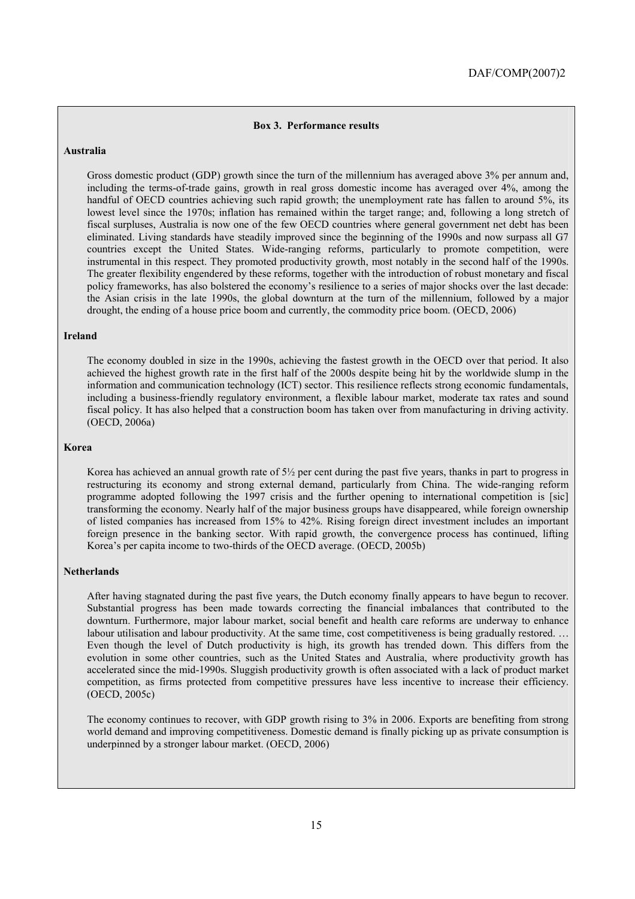**Box 3. Performance results**

**Australia**

Gross domestic product (GDP) growth since the turn of the millennium has averaged above 3% per annum and, including the terms-of-trade gains, growth in real gross domestic income has averaged over 4%, among the handful of OECD countries achieving such rapid growth; the unemployment rate has fallen to around 5%, its lowest level since the 1970s; inflation has remained within the target range; and, following a long stretch of fiscal surpluses, Australia is now one of the few OECD countries where general government net debt has been eliminated. Living standards have steadily improved since the beginning of the 1990s and now surpass all G7 countries except the United States. Wide-ranging reforms, particularly to promote competition, were instrumental in this respect. They promoted productivity growth, most notably in the second half of the 1990s. The greater flexibility engendered by these reforms, together with the introduction of robust monetary and fiscal policy frameworks, has also bolstered the economy's resilience to a series of major shocks over the last decade: the Asian crisis in the late 1990s, the global downturn at the turn of the millennium, followed by a major drought, the ending of a house price boom and currently, the commodity price boom. (OECD, 2006)

**Ireland**

The economy doubled in size in the 1990s, achieving the fastest growth in the OECD over that period. It also achieved the highest growth rate in the first half of the 2000s despite being hit by the worldwide slump in the information and communication technology (ICT) sector. This resilience reflects strong economic fundamentals, including a business-friendly regulatory environment, a flexible labour market, moderate tax rates and sound fiscal policy. It has also helped that a construction boom has taken over from manufacturing in driving activity. (OECD, 2006a)

**Korea**

Korea has achieved an annual growth rate of 5½ per cent during the past five years, thanks in part to progress in restructuring its economy and strong external demand, particularly from China. The wide-ranging reform programme adopted following the 1997 crisis and the further opening to international competition is [sic] transforming the economy. Nearly half of the major business groups have disappeared, while foreign ownership of listed companies has increased from 15% to 42%. Rising foreign direct investment includes an important foreign presence in the banking sector. With rapid growth, the convergence process has continued, lifting Korea's per capita income to two-thirds of the OECD average. (OECD, 2005b)

**Netherlands**

After having stagnated during the past five years, the Dutch economy finally appears to have begun to recover. Substantial progress has been made towards correcting the financial imbalances that contributed to the downturn. Furthermore, major labour market, social benefit and health care reforms are underway to enhance labour utilisation and labour productivity. At the same time, cost competitiveness is being gradually restored. … Even though the level of Dutch productivity is high, its growth has trended down. This differs from the evolution in some other countries, such as the United States and Australia, where productivity growth has accelerated since the mid-1990s. Sluggish productivity growth is often associated with a lack of product market competition, as firms protected from competitive pressures have less incentive to increase their efficiency. (OECD, 2005c)

The economy continues to recover, with GDP growth rising to 3% in 2006. Exports are benefiting from strong world demand and improving competitiveness. Domestic demand is finally picking up as private consumption is underpinned by a stronger labour market. (OECD, 2006)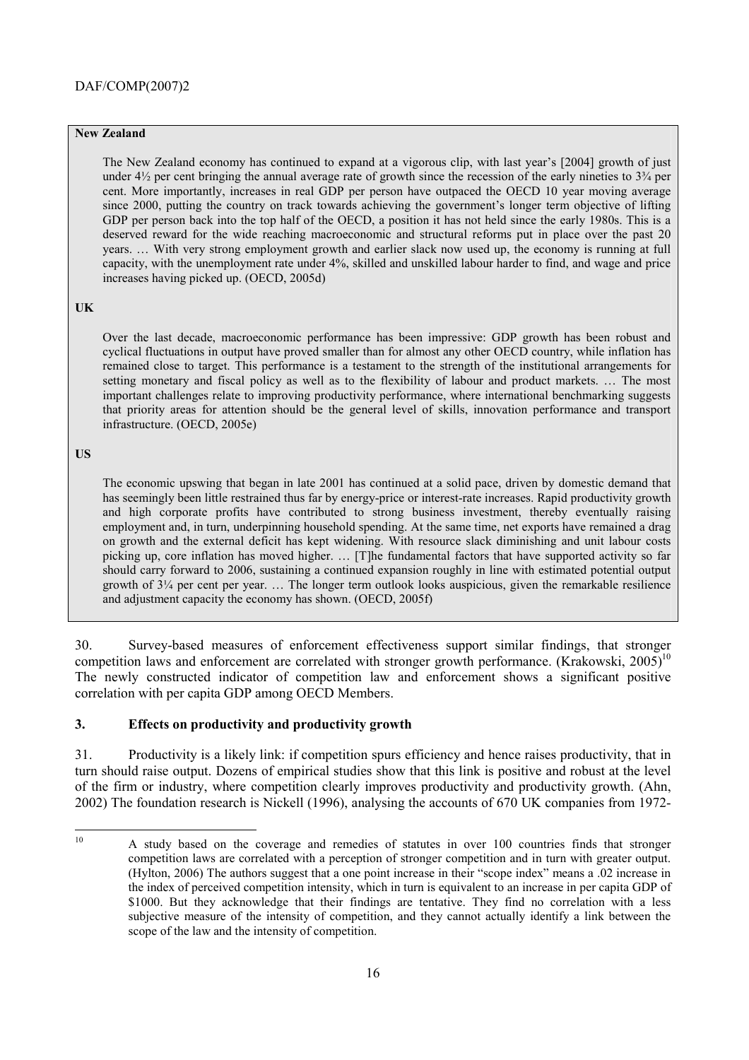**New Zealand**

The New Zealand economy has continued to expand at a vigorous clip, with last year's [2004] growth of just under 4½ per cent bringing the annual average rate of growth since the recession of the early nineties to 3¾ per cent. More importantly, increases in real GDP per person have outpaced the OECD 10 year moving average since 2000, putting the country on track towards achieving the government's longer term objective of lifting GDP per person back into the top half of the OECD, a position it has not held since the early 1980s. This is a deserved reward for the wide reaching macroeconomic and structural reforms put in place over the past 20 years. … With very strong employment growth and earlier slack now used up, the economy is running at full capacity, with the unemployment rate under 4%, skilled and unskilled labour harder to find, and wage and price increases having picked up. (OECD, 2005d)

**UK**

Over the last decade, macroeconomic performance has been impressive: GDP growth has been robust and cyclical fluctuations in output have proved smaller than for almost any other OECD country, while inflation has remained close to target. This performance is a testament to the strength of the institutional arrangements for setting monetary and fiscal policy as well as to the flexibility of labour and product markets. … The most important challenges relate to improving productivity performance, where international benchmarking suggests that priority areas for attention should be the general level of skills, innovation performance and transport infrastructure. (OECD, 2005e)

**US**

The economic upswing that began in late 2001 has continued at a solid pace, driven by domestic demand that has seemingly been little restrained thus far by energy-price or interest-rate increases. Rapid productivity growth and high corporate profits have contributed to strong business investment, thereby eventually raising employment and, in turn, underpinning household spending. At the same time, net exports have remained a drag on growth and the external deficit has kept widening. With resource slack diminishing and unit labour costs picking up, core inflation has moved higher. … [T]he fundamental factors that have supported activity so far should carry forward to 2006, sustaining a continued expansion roughly in line with estimated potential output growth of 3¼ per cent per year. … The longer term outlook looks auspicious, given the remarkable resilience and adjustment capacity the economy has shown. (OECD, 2005f)

30. Survey-based measures of enforcement effectiveness support similar findings, that stronger competition laws and enforcement are correlated with stronger growth performance. (Krakowski, 2005)[10] The newly constructed indicator of competition law and enforcement shows a significant positive correlation with per capita GDP among OECD Members.

## 3. Effects on productivity and productivity growth

31. Productivity is a likely link: if competition spurs efficiency and hence raises productivity, that in turn should raise output. Dozens of empirical studies show that this link is positive and robust at the level of the firm or industry, where competition clearly improves productivity and productivity growth. (Ahn, 2002) The foundation research is Nickell (1996), analysing the accounts of 670 UK companies from 1972-

[10] A study based on the coverage and remedies of statutes in over 100 countries finds that stronger competition laws are correlated with a perception of stronger competition and in turn with greater output. (Hylton, 2006) The authors suggest that a one point increase in their "scope index" means a .02 increase in the index of perceived competition intensity, which in turn is equivalent to an increase in per capita GDP of $1000. But they acknowledge that their findings are tentative. They find no correlation with a less subjective measure of the intensity of competition, and they cannot actually identify a link between the scope of the law and the intensity of competition.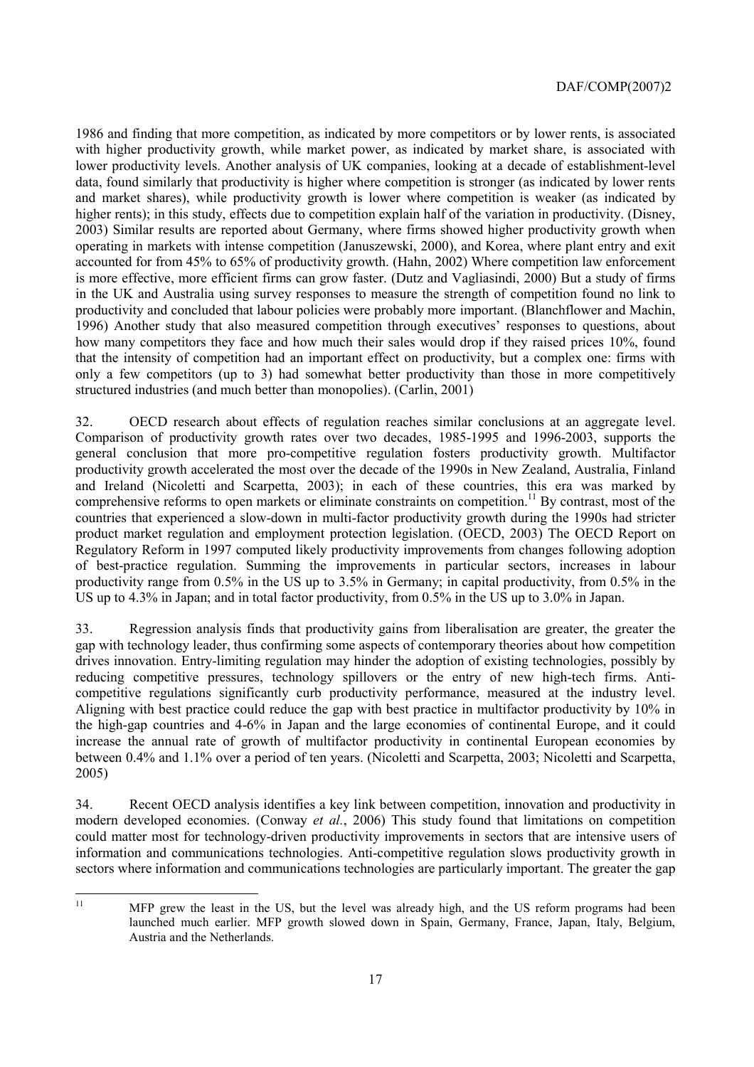1986 and finding that more competition, as indicated by more competitors or by lower rents, is associated with higher productivity growth, while market power, as indicated by market share, is associated with lower productivity levels. Another analysis of UK companies, looking at a decade of establishment-level data, found similarly that productivity is higher where competition is stronger (as indicated by lower rents and market shares), while productivity growth is lower where competition is weaker (as indicated by higher rents); in this study, effects due to competition explain half of the variation in productivity. (Disney, 2003) Similar results are reported about Germany, where firms showed higher productivity growth when operating in markets with intense competition (Januszewski, 2000), and Korea, where plant entry and exit accounted for from 45% to 65% of productivity growth. (Hahn, 2002) Where competition law enforcement is more effective, more efficient firms can grow faster. (Dutz and Vagliasindi, 2000) But a study of firms in the UK and Australia using survey responses to measure the strength of competition found no link to productivity and concluded that labour policies were probably more important. (Blanchflower and Machin, 1996) Another study that also measured competition through executives' responses to questions, about how many competitors they face and how much their sales would drop if they raised prices 10%, found that the intensity of competition had an important effect on productivity, but a complex one: firms with only a few competitors (up to 3) had somewhat better productivity than those in more competitively structured industries (and much better than monopolies). (Carlin, 2001)

32. OECD research about effects of regulation reaches similar conclusions at an aggregate level. Comparison of productivity growth rates over two decades, 1985-1995 and 1996-2003, supports the general conclusion that more pro-competitive regulation fosters productivity growth. Multifactor productivity growth accelerated the most over the decade of the 1990s in New Zealand, Australia, Finland and Ireland (Nicoletti and Scarpetta, 2003); in each of these countries, this era was marked by comprehensive reforms to open markets or eliminate constraints on competition.[11] By contrast, most of the countries that experienced a slow-down in multi-factor productivity growth during the 1990s had stricter product market regulation and employment protection legislation. (OECD, 2003) The OECD Report on Regulatory Reform in 1997 computed likely productivity improvements from changes following adoption of best-practice regulation. Summing the improvements in particular sectors, increases in labour productivity range from 0.5% in the US up to 3.5% in Germany; in capital productivity, from 0.5% in the US up to 4.3% in Japan; and in total factor productivity, from 0.5% in the US up to 3.0% in Japan.

33. Regression analysis finds that productivity gains from liberalisation are greater, the greater the gap with technology leader, thus confirming some aspects of contemporary theories about how competition drives innovation. Entry-limiting regulation may hinder the adoption of existing technologies, possibly by reducing competitive pressures, technology spillovers or the entry of new high-tech firms. Anti-competitive regulations significantly curb productivity performance, measured at the industry level. Aligning with best practice could reduce the gap with best practice in multifactor productivity by 10% in the high-gap countries and 4-6% in Japan and the large economies of continental Europe, and it could increase the annual rate of growth of multifactor productivity in continental European economies by between 0.4% and 1.1% over a period of ten years. (Nicoletti and Scarpetta, 2003; Nicoletti and Scarpetta, 2005)

34. Recent OECD analysis identifies a key link between competition, innovation and productivity in modern developed economies. (Conway *et al.*, 2006) This study found that limitations on competition could matter most for technology-driven productivity improvements in sectors that are intensive users of information and communications technologies. Anti-competitive regulation slows productivity growth in sectors where information and communications technologies are particularly important. The greater the gap

[11] MFP grew the least in the US, but the level was already high, and the US reform programs had been launched much earlier. MFP growth slowed down in Spain, Germany, France, Japan, Italy, Belgium, Austria and the Netherlands.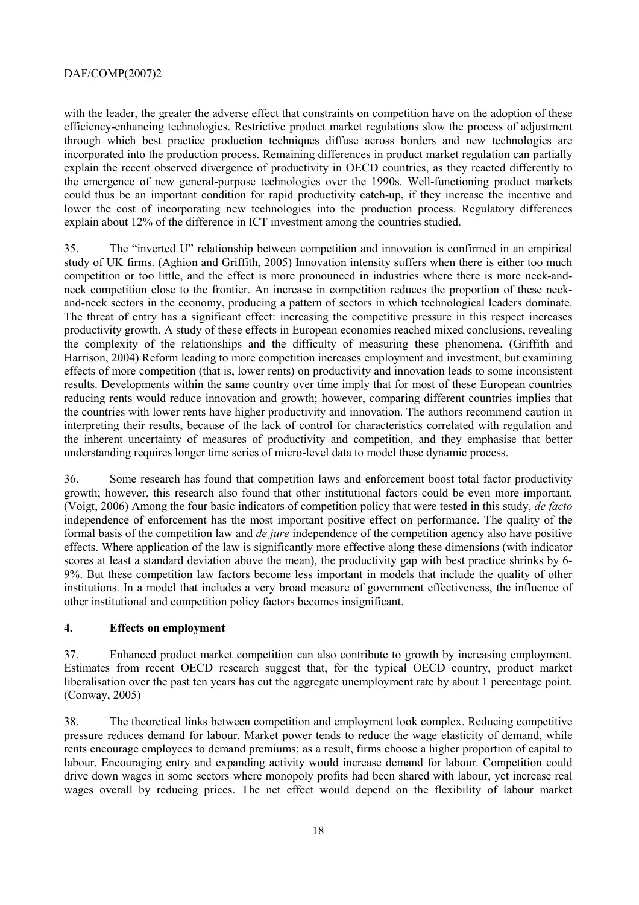with the leader, the greater the adverse effect that constraints on competition have on the adoption of these efficiency-enhancing technologies. Restrictive product market regulations slow the process of adjustment through which best practice production techniques diffuse across borders and new technologies are incorporated into the production process. Remaining differences in product market regulation can partially explain the recent observed divergence of productivity in OECD countries, as they reacted differently to the emergence of new general-purpose technologies over the 1990s. Well-functioning product markets could thus be an important condition for rapid productivity catch-up, if they increase the incentive and lower the cost of incorporating new technologies into the production process. Regulatory differences explain about 12% of the difference in ICT investment among the countries studied.

35. The "inverted U" relationship between competition and innovation is confirmed in an empirical study of UK firms. (Aghion and Griffith, 2005) Innovation intensity suffers when there is either too much competition or too little, and the effect is more pronounced in industries where there is more neck-and-neck competition close to the frontier. An increase in competition reduces the proportion of these neck-and-neck sectors in the economy, producing a pattern of sectors in which technological leaders dominate. The threat of entry has a significant effect: increasing the competitive pressure in this respect increases productivity growth. A study of these effects in European economies reached mixed conclusions, revealing the complexity of the relationships and the difficulty of measuring these phenomena. (Griffith and Harrison, 2004) Reform leading to more competition increases employment and investment, but examining effects of more competition (that is, lower rents) on productivity and innovation leads to some inconsistent results. Developments within the same country over time imply that for most of these European countries reducing rents would reduce innovation and growth; however, comparing different countries implies that the countries with lower rents have higher productivity and innovation. The authors recommend caution in interpreting their results, because of the lack of control for characteristics correlated with regulation and the inherent uncertainty of measures of productivity and competition, and they emphasise that better understanding requires longer time series of micro-level data to model these dynamic process.

36. Some research has found that competition laws and enforcement boost total factor productivity growth; however, this research also found that other institutional factors could be even more important. (Voigt, 2006) Among the four basic indicators of competition policy that were tested in this study, *de facto* independence of enforcement has the most important positive effect on performance. The quality of the formal basis of the competition law and *de jure* independence of the competition agency also have positive effects. Where application of the law is significantly more effective along these dimensions (with indicator scores at least a standard deviation above the mean), the productivity gap with best practice shrinks by 6-9%. But these competition law factors become less important in models that include the quality of other institutions. In a model that includes a very broad measure of government effectiveness, the influence of other institutional and competition policy factors becomes insignificant.

## 4. Effects on employment

37. Enhanced product market competition can also contribute to growth by increasing employment. Estimates from recent OECD research suggest that, for the typical OECD country, product market liberalisation over the past ten years has cut the aggregate unemployment rate by about 1 percentage point. (Conway, 2005)

38. The theoretical links between competition and employment look complex. Reducing competitive pressure reduces demand for labour. Market power tends to reduce the wage elasticity of demand, while rents encourage employees to demand premiums; as a result, firms choose a higher proportion of capital to labour. Encouraging entry and expanding activity would increase demand for labour. Competition could drive down wages in some sectors where monopoly profits had been shared with labour, yet increase real wages overall by reducing prices. The net effect would depend on the flexibility of labour market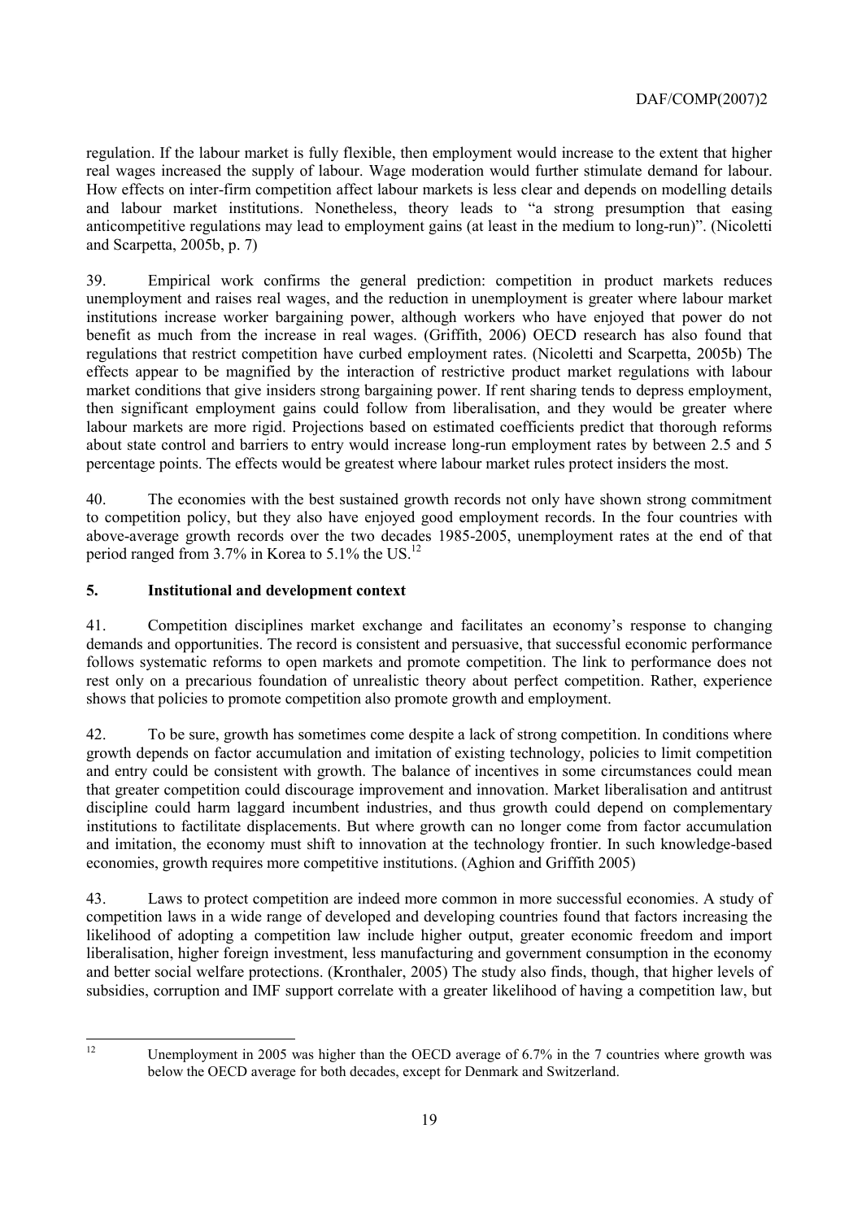regulation. If the labour market is fully flexible, then employment would increase to the extent that higher real wages increased the supply of labour. Wage moderation would further stimulate demand for labour. How effects on inter-firm competition affect labour markets is less clear and depends on modelling details and labour market institutions. Nonetheless, theory leads to "a strong presumption that easing anticompetitive regulations may lead to employment gains (at least in the medium to long-run)". (Nicoletti and Scarpetta, 2005b, p. 7)

39. Empirical work confirms the general prediction: competition in product markets reduces unemployment and raises real wages, and the reduction in unemployment is greater where labour market institutions increase worker bargaining power, although workers who have enjoyed that power do not benefit as much from the increase in real wages. (Griffith, 2006) OECD research has also found that regulations that restrict competition have curbed employment rates. (Nicoletti and Scarpetta, 2005b) The effects appear to be magnified by the interaction of restrictive product market regulations with labour market conditions that give insiders strong bargaining power. If rent sharing tends to depress employment, then significant employment gains could follow from liberalisation, and they would be greater where labour markets are more rigid. Projections based on estimated coefficients predict that thorough reforms about state control and barriers to entry would increase long-run employment rates by between 2.5 and 5 percentage points. The effects would be greatest where labour market rules protect insiders the most.

40. The economies with the best sustained growth records not only have shown strong commitment to competition policy, but they also have enjoyed good employment records. In the four countries with above-average growth records over the two decades 1985-2005, unemployment rates at the end of that period ranged from 3.7% in Korea to 5.1% the US.[12]

## 5. Institutional and development context

41. Competition disciplines market exchange and facilitates an economy's response to changing demands and opportunities. The record is consistent and persuasive, that successful economic performance follows systematic reforms to open markets and promote competition. The link to performance does not rest only on a precarious foundation of unrealistic theory about perfect competition. Rather, experience shows that policies to promote competition also promote growth and employment.

42. To be sure, growth has sometimes come despite a lack of strong competition. In conditions where growth depends on factor accumulation and imitation of existing technology, policies to limit competition and entry could be consistent with growth. The balance of incentives in some circumstances could mean that greater competition could discourage improvement and innovation. Market liberalisation and antitrust discipline could harm laggard incumbent industries, and thus growth could depend on complementary institutions to factilitate displacements. But where growth can no longer come from factor accumulation and imitation, the economy must shift to innovation at the technology frontier. In such knowledge-based economies, growth requires more competitive institutions. (Aghion and Griffith 2005)

43. Laws to protect competition are indeed more common in more successful economies. A study of competition laws in a wide range of developed and developing countries found that factors increasing the likelihood of adopting a competition law include higher output, greater economic freedom and import liberalisation, higher foreign investment, less manufacturing and government consumption in the economy and better social welfare protections. (Kronthaler, 2005) The study also finds, though, that higher levels of subsidies, corruption and IMF support correlate with a greater likelihood of having a competition law, but

---

[12] Unemployment in 2005 was higher than the OECD average of 6.7% in the 7 countries where growth was below the OECD average for both decades, except for Denmark and Switzerland.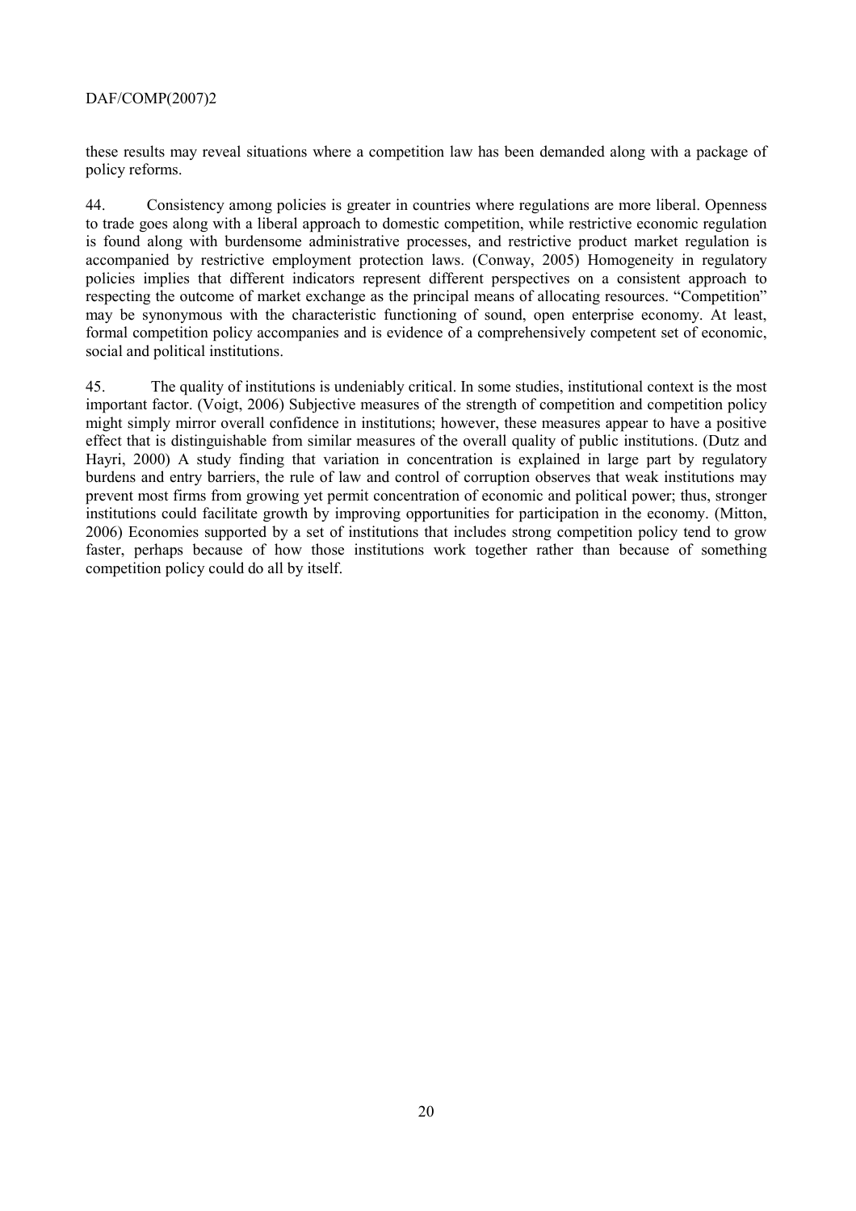these results may reveal situations where a competition law has been demanded along with a package of policy reforms.

44. Consistency among policies is greater in countries where regulations are more liberal. Openness to trade goes along with a liberal approach to domestic competition, while restrictive economic regulation is found along with burdensome administrative processes, and restrictive product market regulation is accompanied by restrictive employment protection laws. (Conway, 2005) Homogeneity in regulatory policies implies that different indicators represent different perspectives on a consistent approach to respecting the outcome of market exchange as the principal means of allocating resources. "Competition" may be synonymous with the characteristic functioning of sound, open enterprise economy. At least, formal competition policy accompanies and is evidence of a comprehensively competent set of economic, social and political institutions.

45. The quality of institutions is undeniably critical. In some studies, institutional context is the most important factor. (Voigt, 2006) Subjective measures of the strength of competition and competition policy might simply mirror overall confidence in institutions; however, these measures appear to have a positive effect that is distinguishable from similar measures of the overall quality of public institutions. (Dutz and Hayri, 2000) A study finding that variation in concentration is explained in large part by regulatory burdens and entry barriers, the rule of law and control of corruption observes that weak institutions may prevent most firms from growing yet permit concentration of economic and political power; thus, stronger institutions could facilitate growth by improving opportunities for participation in the economy. (Mitton, 2006) Economies supported by a set of institutions that includes strong competition policy tend to grow faster, perhaps because of how those institutions work together rather than because of something competition policy could do all by itself.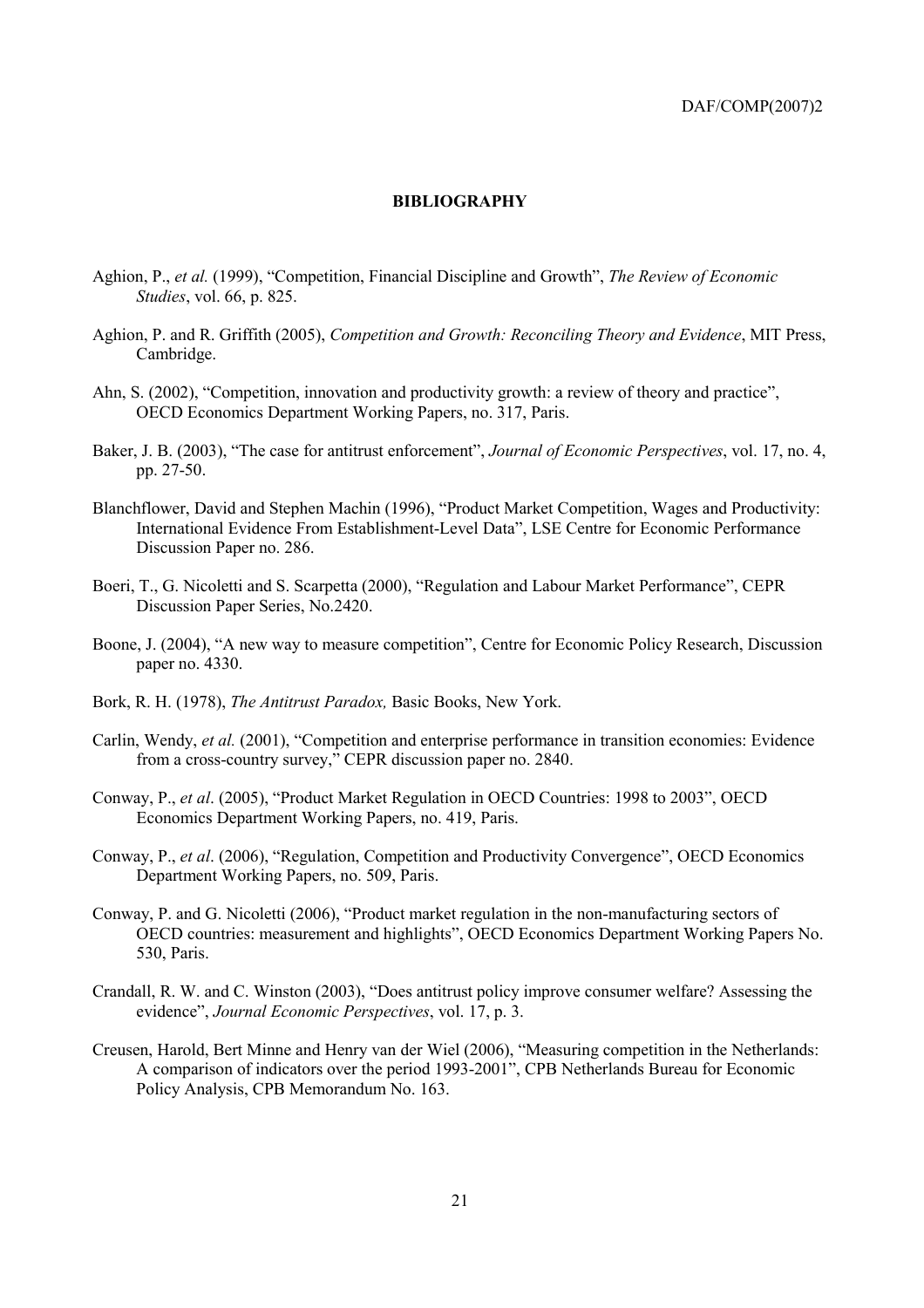## BIBLIOGRAPHY

Aghion, P., *et al.* (1999), "Competition, Financial Discipline and Growth", *The Review of Economic Studies*, vol. 66, p. 825.

Aghion, P. and R. Griffith (2005), *Competition and Growth: Reconciling Theory and Evidence*, MIT Press, Cambridge.

Ahn, S. (2002), "Competition, innovation and productivity growth: a review of theory and practice", OECD Economics Department Working Papers, no. 317, Paris.

Baker, J. B. (2003), "The case for antitrust enforcement", *Journal of Economic Perspectives*, vol. 17, no. 4, pp. 27-50.

Blanchflower, David and Stephen Machin (1996), "Product Market Competition, Wages and Productivity: International Evidence From Establishment-Level Data", LSE Centre for Economic Performance Discussion Paper no. 286.

Boeri, T., G. Nicoletti and S. Scarpetta (2000), "Regulation and Labour Market Performance", CEPR Discussion Paper Series, No.2420.

Boone, J. (2004), "A new way to measure competition", Centre for Economic Policy Research, Discussion paper no. 4330.

Bork, R. H. (1978), *The Antitrust Paradox,* Basic Books, New York.

Carlin, Wendy, *et al.* (2001), "Competition and enterprise performance in transition economies: Evidence from a cross-country survey," CEPR discussion paper no. 2840.

Conway, P., *et al*. (2005), "Product Market Regulation in OECD Countries: 1998 to 2003", OECD Economics Department Working Papers, no. 419, Paris.

Conway, P., *et al*. (2006), "Regulation, Competition and Productivity Convergence", OECD Economics Department Working Papers, no. 509, Paris.

Conway, P. and G. Nicoletti (2006), "Product market regulation in the non-manufacturing sectors of OECD countries: measurement and highlights", OECD Economics Department Working Papers No. 530, Paris.

Crandall, R. W. and C. Winston (2003), "Does antitrust policy improve consumer welfare? Assessing the evidence", *Journal Economic Perspectives*, vol. 17, p. 3.

Creusen, Harold, Bert Minne and Henry van der Wiel (2006), "Measuring competition in the Netherlands: A comparison of indicators over the period 1993-2001", CPB Netherlands Bureau for Economic Policy Analysis, CPB Memorandum No. 163.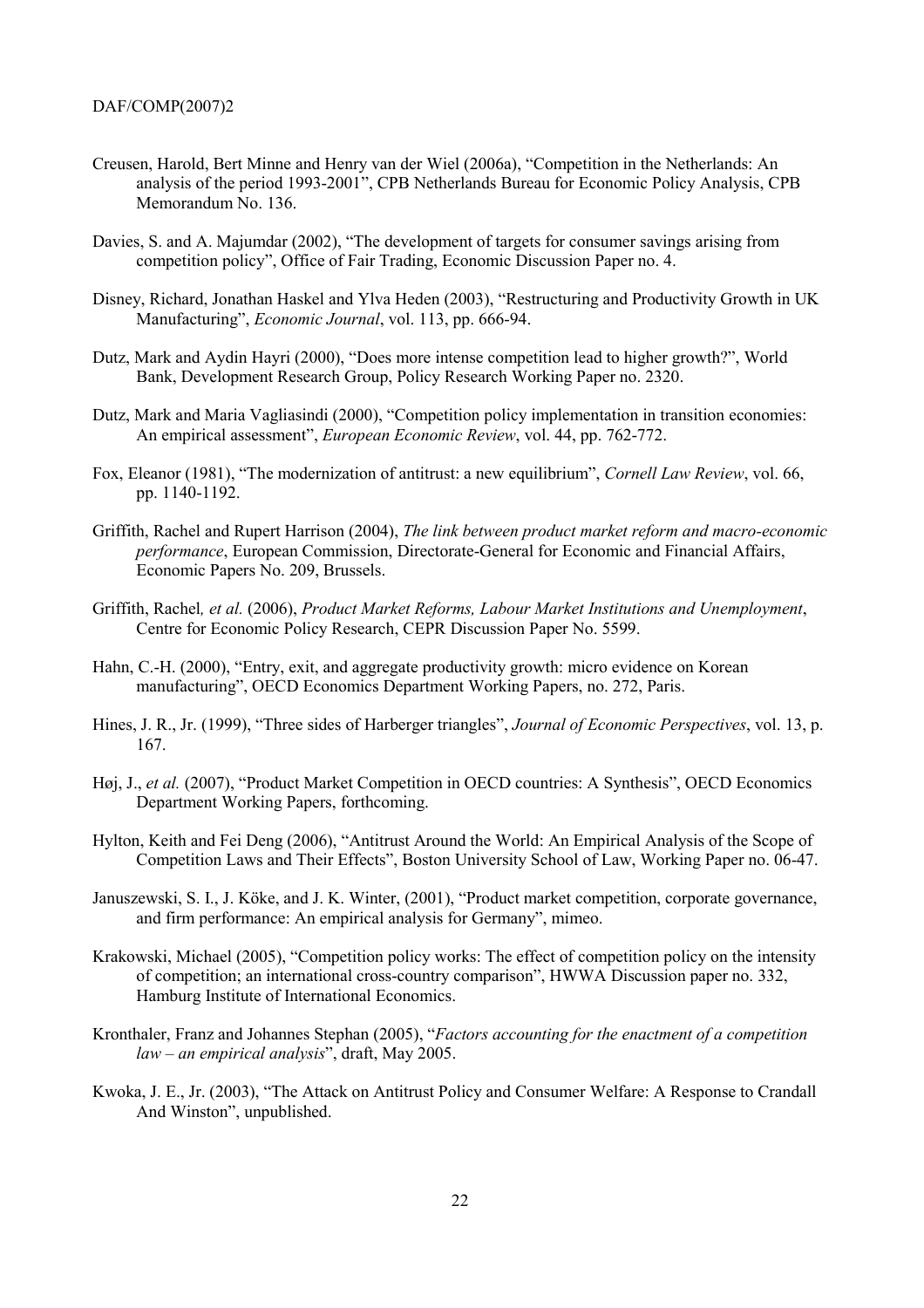Creusen, Harold, Bert Minne and Henry van der Wiel (2006a), "Competition in the Netherlands: An analysis of the period 1993-2001", CPB Netherlands Bureau for Economic Policy Analysis, CPB Memorandum No. 136.

Davies, S. and A. Majumdar (2002), "The development of targets for consumer savings arising from competition policy", Office of Fair Trading, Economic Discussion Paper no. 4.

Disney, Richard, Jonathan Haskel and Ylva Heden (2003), "Restructuring and Productivity Growth in UK Manufacturing", *Economic Journal*, vol. 113, pp. 666-94.

Dutz, Mark and Aydin Hayri (2000), "Does more intense competition lead to higher growth?", World Bank, Development Research Group, Policy Research Working Paper no. 2320.

Dutz, Mark and Maria Vagliasindi (2000), "Competition policy implementation in transition economies: An empirical assessment", *European Economic Review*, vol. 44, pp. 762-772.

Fox, Eleanor (1981), "The modernization of antitrust: a new equilibrium", *Cornell Law Review*, vol. 66, pp. 1140-1192.

Griffith, Rachel and Rupert Harrison (2004), *The link between product market reform and macro-economic performance*, European Commission, Directorate-General for Economic and Financial Affairs, Economic Papers No. 209, Brussels.

Griffith, Rachel*, et al.* (2006), *Product Market Reforms, Labour Market Institutions and Unemployment*, Centre for Economic Policy Research, CEPR Discussion Paper No. 5599.

Hahn, C.-H. (2000), "Entry, exit, and aggregate productivity growth: micro evidence on Korean manufacturing", OECD Economics Department Working Papers, no. 272, Paris.

Hines, J. R., Jr. (1999), "Three sides of Harberger triangles", *Journal of Economic Perspectives*, vol. 13, p. 167.

Høj, J., *et al.* (2007), "Product Market Competition in OECD countries: A Synthesis", OECD Economics Department Working Papers, forthcoming.

Hylton, Keith and Fei Deng (2006), "Antitrust Around the World: An Empirical Analysis of the Scope of Competition Laws and Their Effects", Boston University School of Law, Working Paper no. 06-47.

Januszewski, S. I., J. Köke, and J. K. Winter, (2001), "Product market competition, corporate governance, and firm performance: An empirical analysis for Germany", mimeo.

Krakowski, Michael (2005), "Competition policy works: The effect of competition policy on the intensity of competition; an international cross-country comparison", HWWA Discussion paper no. 332, Hamburg Institute of International Economics.

Kronthaler, Franz and Johannes Stephan (2005), "*Factors accounting for the enactment of a competition law – an empirical analysis*", draft, May 2005.

Kwoka, J. E., Jr. (2003), "The Attack on Antitrust Policy and Consumer Welfare: A Response to Crandall And Winston", unpublished.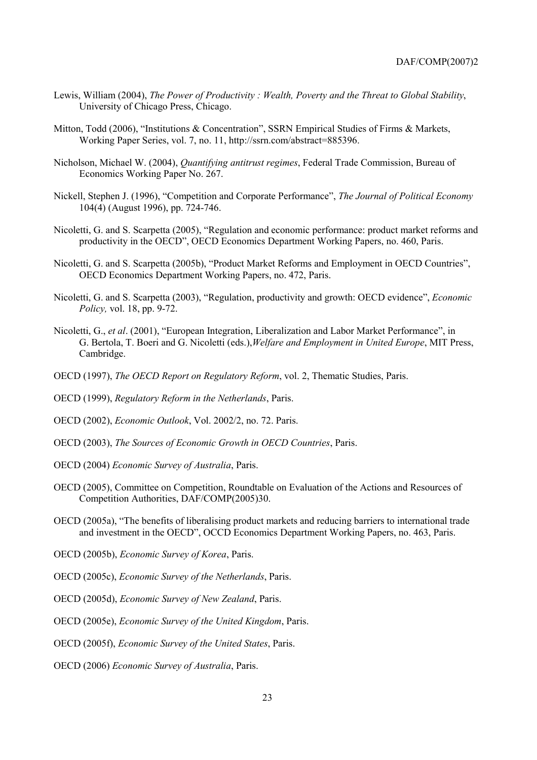Lewis, William (2004), *The Power of Productivity : Wealth, Poverty and the Threat to Global Stability*, University of Chicago Press, Chicago.

Mitton, Todd (2006), "Institutions & Concentration", SSRN Empirical Studies of Firms & Markets, Working Paper Series, vol. 7, no. 11, http://ssrn.com/abstract=885396.

Nicholson, Michael W. (2004), *Quantifying antitrust regimes*, Federal Trade Commission, Bureau of Economics Working Paper No. 267.

Nickell, Stephen J. (1996), "Competition and Corporate Performance", *The Journal of Political Economy* 104(4) (August 1996), pp. 724-746.

Nicoletti, G. and S. Scarpetta (2005), "Regulation and economic performance: product market reforms and productivity in the OECD", OECD Economics Department Working Papers, no. 460, Paris.

Nicoletti, G. and S. Scarpetta (2005b), "Product Market Reforms and Employment in OECD Countries", OECD Economics Department Working Papers, no. 472, Paris.

Nicoletti, G. and S. Scarpetta (2003), "Regulation, productivity and growth: OECD evidence", *Economic Policy,* vol. 18, pp. 9-72.

Nicoletti, G., *et al*. (2001), "European Integration, Liberalization and Labor Market Performance", in G. Bertola, T. Boeri and G. Nicoletti (eds.),*Welfare and Employment in United Europe*, MIT Press, Cambridge.

OECD (1997), *The OECD Report on Regulatory Reform*, vol. 2, Thematic Studies, Paris.

OECD (1999), *Regulatory Reform in the Netherlands*, Paris.

OECD (2002), *Economic Outlook*, Vol. 2002/2, no. 72. Paris.

OECD (2003), *The Sources of Economic Growth in OECD Countries*, Paris.

OECD (2004) *Economic Survey of Australia*, Paris.

OECD (2005), Committee on Competition, Roundtable on Evaluation of the Actions and Resources of Competition Authorities, DAF/COMP(2005)30.

OECD (2005a), "The benefits of liberalising product markets and reducing barriers to international trade and investment in the OECD", OCCD Economics Department Working Papers, no. 463, Paris.

OECD (2005b), *Economic Survey of Korea*, Paris.

OECD (2005c), *Economic Survey of the Netherlands*, Paris.

OECD (2005d), *Economic Survey of New Zealand*, Paris.

OECD (2005e), *Economic Survey of the United Kingdom*, Paris.

OECD (2005f), *Economic Survey of the United States*, Paris.

OECD (2006) *Economic Survey of Australia*, Paris.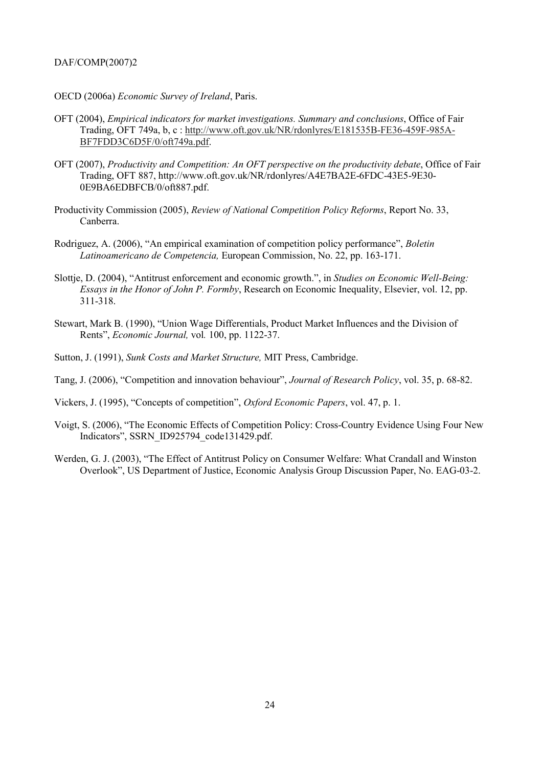OECD (2006a) *Economic Survey of Ireland*, Paris.

OFT (2004), *Empirical indicators for market investigations. Summary and conclusions*, Office of Fair Trading, OFT 749a, b, c : http://www.oft.gov.uk/NR/rdonlyres/E181535B-FE36-459F-985A-BF7FDD3C6D5F/0/oft749a.pdf.

OFT (2007), *Productivity and Competition: An OFT perspective on the productivity debate*, Office of Fair Trading, OFT 887, http://www.oft.gov.uk/NR/rdonlyres/A4E7BA2E-6FDC-43E5-9E30-0E9BA6EDBFCB/0/oft887.pdf.

Productivity Commission (2005), *Review of National Competition Policy Reforms*, Report No. 33, Canberra.

Rodriguez, A. (2006), "An empirical examination of competition policy performance", *Boletin Latinoamericano de Competencia,* European Commission, No. 22, pp. 163-171.

Slottje, D. (2004), "Antitrust enforcement and economic growth.", in *Studies on Economic Well-Being: Essays in the Honor of John P. Formby*, Research on Economic Inequality, Elsevier, vol. 12, pp. 311-318.

Stewart, Mark B. (1990), "Union Wage Differentials, Product Market Influences and the Division of Rents", *Economic Journal,* vol*.* 100, pp. 1122-37.

Sutton, J. (1991), *Sunk Costs and Market Structure,* MIT Press, Cambridge.

Tang, J. (2006), "Competition and innovation behaviour", *Journal of Research Policy*, vol. 35, p. 68-82.

Vickers, J. (1995), "Concepts of competition", *Oxford Economic Papers*, vol. 47, p. 1.

Voigt, S. (2006), "The Economic Effects of Competition Policy: Cross-Country Evidence Using Four New Indicators", SSRN_ID925794_code131429.pdf.

Werden, G. J. (2003), "The Effect of Antitrust Policy on Consumer Welfare: What Crandall and Winston Overlook", US Department of Justice, Economic Analysis Group Discussion Paper, No. EAG-03-2.